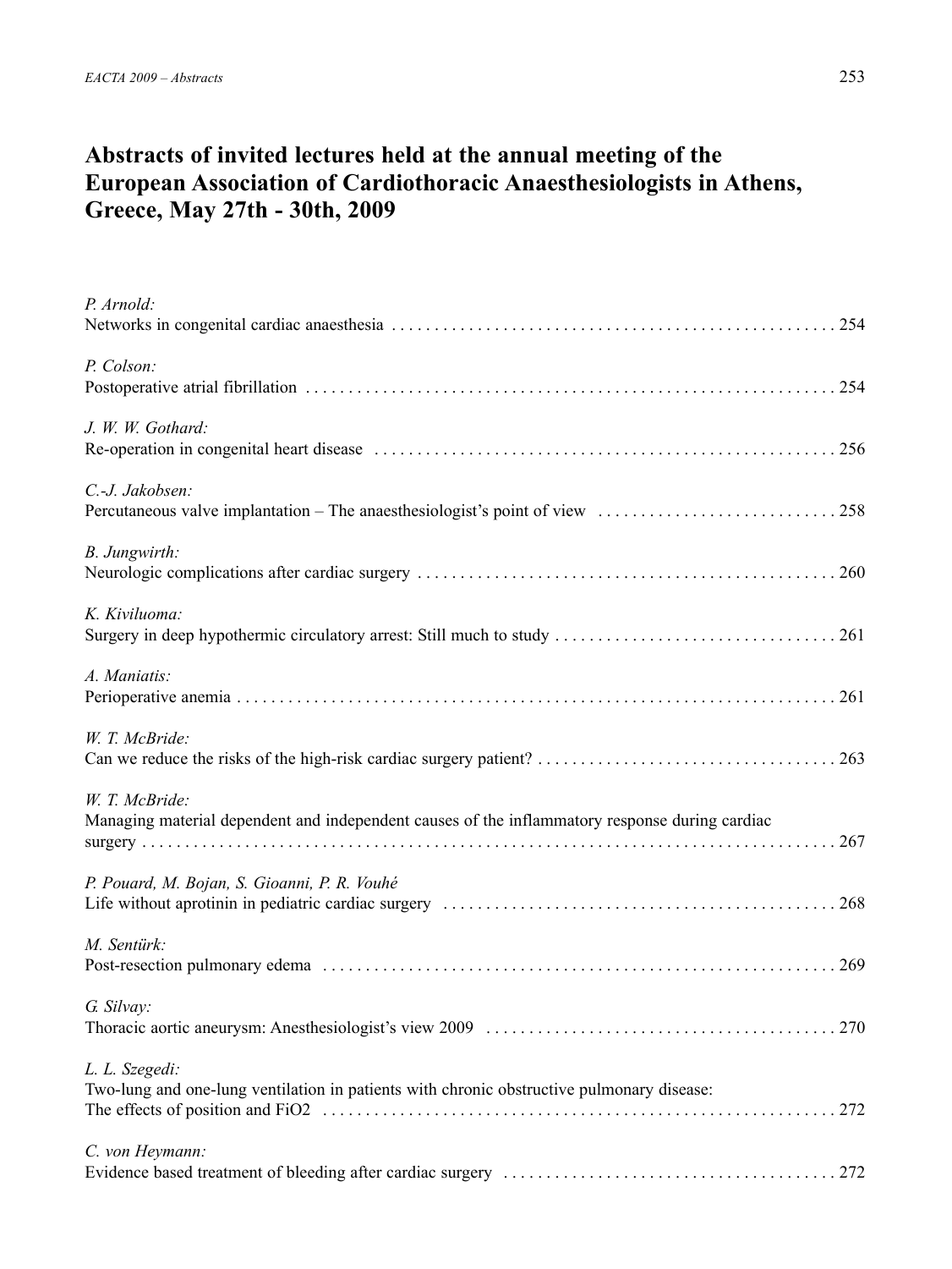# Abstracts of invited lectures held at the annual meeting of the European Association of Cardiothoracic Anaesthesiologists in Athens, Greece, May 27th - 30th, 2009

*P. Arnold:*
Networks in congenital cardiac anaesthesia . . . . . . . . . . . . . . . . . . . . . . . . . . . . . . . . . . . . . . . . . . . . . . . . . . . 254

*P. Colson:*
Postoperative atrial fibrillation . . . . . . . . . . . . . . . . . . . . . . . . . . . . . . . . . . . . . . . . . . . . . . . . . . . . . . . . . . . . . 254

*J. W. W. Gothard:*
Re-operation in congenital heart disease . . . . . . . . . . . . . . . . . . . . . . . . . . . . . . . . . . . . . . . . . . . . . . . . . . . . . 256

*C.-J. Jakobsen:*
Percutaneous valve implantation – The anaesthesiologist's point of view . . . . . . . . . . . . . . . . . . . . . . . . . . . 258

*B. Jungwirth:*
Neurologic complications after cardiac surgery . . . . . . . . . . . . . . . . . . . . . . . . . . . . . . . . . . . . . . . . . . . . . . . . 260

*K. Kiviluoma:*
Surgery in deep hypothermic circulatory arrest: Still much to study . . . . . . . . . . . . . . . . . . . . . . . . . . . . . . . . 261

*A. Maniatis:*
Perioperative anemia . . . . . . . . . . . . . . . . . . . . . . . . . . . . . . . . . . . . . . . . . . . . . . . . . . . . . . . . . . . . . . . . . . . . . 261

*W. T. McBride:*
Can we reduce the risks of the high-risk cardiac surgery patient? . . . . . . . . . . . . . . . . . . . . . . . . . . . . . . . . . . 263

*W. T. McBride:*
Managing material dependent and independent causes of the inflammatory response during cardiac surgery . . . . . . . . . . . . . . . . . . . . . . . . . . . . . . . . . . . . . . . . . . . . . . . . . . . . . . . . . . . . . . . . . . . . . . . . . . . . 267

*P. Pouard, M. Bojan, S. Gioanni, P. R. Vouhé*
Life without aprotinin in pediatric cardiac surgery . . . . . . . . . . . . . . . . . . . . . . . . . . . . . . . . . . . . . . . . . . . . . 268

*M. Sentürk:*
Post-resection pulmonary edema . . . . . . . . . . . . . . . . . . . . . . . . . . . . . . . . . . . . . . . . . . . . . . . . . . . . . . . . . . . 269

*G. Silvay:*
Thoracic aortic aneurysm: Anesthesiologist's view 2009 . . . . . . . . . . . . . . . . . . . . . . . . . . . . . . . . . . . . . . . . 270

*L. L. Szegedi:*
Two-lung and one-lung ventilation in patients with chronic obstructive pulmonary disease: The effects of position and FiO2 . . . . . . . . . . . . . . . . . . . . . . . . . . . . . . . . . . . . . . . . . . . . . . . . . . . . . . . . . . . . 272

*C. von Heymann:*
Evidence based treatment of bleeding after cardiac surgery . . . . . . . . . . . . . . . . . . . . . . . . . . . . . . . . . . . . . . 272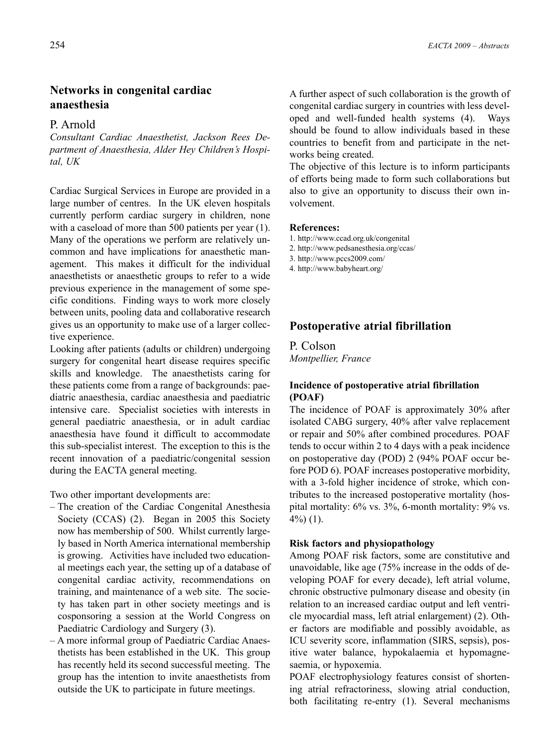## Networks in congenital cardiac anaesthesia

P. Arnold

*Consultant Cardiac Anaesthetist, Jackson Rees Department of Anaesthesia, Alder Hey Children's Hospital, UK*

Cardiac Surgical Services in Europe are provided in a large number of centres. In the UK eleven hospitals currently perform cardiac surgery in children, none with a caseload of more than 500 patients per year (1). Many of the operations we perform are relatively uncommon and have implications for anaesthetic management. This makes it difficult for the individual anaesthetists or anaesthetic groups to refer to a wide previous experience in the management of some specific conditions. Finding ways to work more closely between units, pooling data and collaborative research gives us an opportunity to make use of a larger collective experience.

Looking after patients (adults or children) undergoing surgery for congenital heart disease requires specific skills and knowledge. The anaesthetists caring for these patients come from a range of backgrounds: paediatric anaesthesia, cardiac anaesthesia and paediatric intensive care. Specialist societies with interests in general paediatric anaesthesia, or in adult cardiac anaesthesia have found it difficult to accommodate this sub-specialist interest. The exception to this is the recent innovation of a paediatric/congenital session during the EACTA general meeting.

Two other important developments are:

- The creation of the Cardiac Congenital Anesthesia Society (CCAS) (2). Began in 2005 this Society now has membership of 500. Whilst currently largely based in North America international membership is growing. Activities have included two educational meetings each year, the setting up of a database of congenital cardiac activity, recommendations on training, and maintenance of a web site. The society has taken part in other society meetings and is cosponsoring a session at the World Congress on Paediatric Cardiology and Surgery (3).
- A more informal group of Paediatric Cardiac Anaesthetists has been established in the UK. This group has recently held its second successful meeting. The group has the intention to invite anaesthetists from outside the UK to participate in future meetings.

A further aspect of such collaboration is the growth of congenital cardiac surgery in countries with less developed and well-funded health systems (4). Ways should be found to allow individuals based in these countries to benefit from and participate in the networks being created.

The objective of this lecture is to inform participants of efforts being made to form such collaborations but also to give an opportunity to discuss their own involvement.

**References:**

1. http://www.ccad.org.uk/congenital
2. http://www.pedsanesthesia.org/ccas/
3. http://www.pccs2009.com/
4. http://www.babyheart.org/

## Postoperative atrial fibrillation

P. Colson

*Montpellier, France*

### Incidence of postoperative atrial fibrillation (POAF)

The incidence of POAF is approximately 30% after isolated CABG surgery, 40% after valve replacement or repair and 50% after combined procedures. POAF tends to occur within 2 to 4 days with a peak incidence on postoperative day (POD) 2 (94% POAF occur before POD 6). POAF increases postoperative morbidity, with a 3-fold higher incidence of stroke, which contributes to the increased postoperative mortality (hospital mortality: 6% vs. 3%, 6-month mortality: 9% vs. 4%) (1).

### Risk factors and physiopathology

Among POAF risk factors, some are constitutive and unavoidable, like age (75% increase in the odds of developing POAF for every decade), left atrial volume, chronic obstructive pulmonary disease and obesity (in relation to an increased cardiac output and left ventricle myocardial mass, left atrial enlargement) (2). Other factors are modifiable and possibly avoidable, as ICU severity score, inflammation (SIRS, sepsis), positive water balance, hypokalaemia et hypomagnesaemia, or hypoxemia.

POAF electrophysiology features consist of shortening atrial refractoriness, slowing atrial conduction, both facilitating re-entry (1). Several mechanisms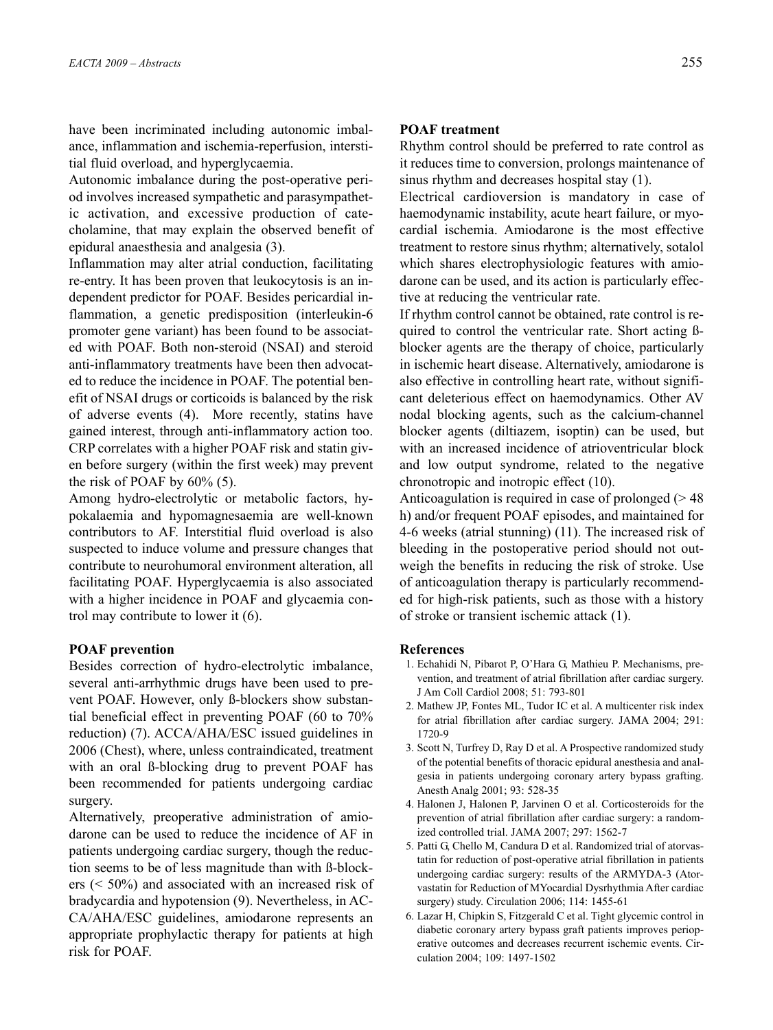have been incriminated including autonomic imbalance, inflammation and ischemia-reperfusion, interstitial fluid overload, and hyperglycaemia.

Autonomic imbalance during the post-operative period involves increased sympathetic and parasympathetic activation, and excessive production of catecholamine, that may explain the observed benefit of epidural anaesthesia and analgesia (3).

Inflammation may alter atrial conduction, facilitating re-entry. It has been proven that leukocytosis is an independent predictor for POAF. Besides pericardial inflammation, a genetic predisposition (interleukin-6 promoter gene variant) has been found to be associated with POAF. Both non-steroid (NSAI) and steroid anti-inflammatory treatments have been then advocated to reduce the incidence in POAF. The potential benefit of NSAI drugs or corticoids is balanced by the risk of adverse events (4). More recently, statins have gained interest, through anti-inflammatory action too. CRP correlates with a higher POAF risk and statin given before surgery (within the first week) may prevent the risk of POAF by 60% (5).

Among hydro-electrolytic or metabolic factors, hypokalaemia and hypomagnesaemia are well-known contributors to AF. Interstitial fluid overload is also suspected to induce volume and pressure changes that contribute to neurohumoral environment alteration, all facilitating POAF. Hyperglycaemia is also associated with a higher incidence in POAF and glycaemia control may contribute to lower it (6).

**POAF prevention**

Besides correction of hydro-electrolytic imbalance, several anti-arrhythmic drugs have been used to prevent POAF. However, only ß-blockers show substantial beneficial effect in preventing POAF (60 to 70% reduction) (7). ACCA/AHA/ESC issued guidelines in 2006 (Chest), where, unless contraindicated, treatment with an oral ß-blocking drug to prevent POAF has been recommended for patients undergoing cardiac surgery.

Alternatively, preoperative administration of amiodarone can be used to reduce the incidence of AF in patients undergoing cardiac surgery, though the reduction seems to be of less magnitude than with ß-blockers (< 50%) and associated with an increased risk of bradycardia and hypotension (9). Nevertheless, in ACCA/AHA/ESC guidelines, amiodarone represents an appropriate prophylactic therapy for patients at high risk for POAF.

**POAF treatment**

Rhythm control should be preferred to rate control as it reduces time to conversion, prolongs maintenance of sinus rhythm and decreases hospital stay (1).

Electrical cardioversion is mandatory in case of haemodynamic instability, acute heart failure, or myocardial ischemia. Amiodarone is the most effective treatment to restore sinus rhythm; alternatively, sotalol which shares electrophysiologic features with amiodarone can be used, and its action is particularly effective at reducing the ventricular rate.

If rhythm control cannot be obtained, rate control is required to control the ventricular rate. Short acting ß-blocker agents are the therapy of choice, particularly in ischemic heart disease. Alternatively, amiodarone is also effective in controlling heart rate, without significant deleterious effect on haemodynamics. Other AV nodal blocking agents, such as the calcium-channel blocker agents (diltiazem, isoptin) can be used, but with an increased incidence of atrioventricular block and low output syndrome, related to the negative chronotropic and inotropic effect (10).

Anticoagulation is required in case of prolonged (> 48 h) and/or frequent POAF episodes, and maintained for 4-6 weeks (atrial stunning) (11). The increased risk of bleeding in the postoperative period should not outweigh the benefits in reducing the risk of stroke. Use of anticoagulation therapy is particularly recommended for high-risk patients, such as those with a history of stroke or transient ischemic attack (1).

**References**

1. Echahidi N, Pibarot P, O'Hara G, Mathieu P. Mechanisms, prevention, and treatment of atrial fibrillation after cardiac surgery. J Am Coll Cardiol 2008; 51: 793-801
2. Mathew JP, Fontes ML, Tudor IC et al. A multicenter risk index for atrial fibrillation after cardiac surgery. JAMA 2004; 291: 1720-9
3. Scott N, Turfrey D, Ray D et al. A Prospective randomized study of the potential benefits of thoracic epidural anesthesia and analgesia in patients undergoing coronary artery bypass grafting. Anesth Analg 2001; 93: 528-35
4. Halonen J, Halonen P, Jarvinen O et al. Corticosteroids for the prevention of atrial fibrillation after cardiac surgery: a randomized controlled trial. JAMA 2007; 297: 1562-7
5. Patti G, Chello M, Candura D et al. Randomized trial of atorvastatin for reduction of post-operative atrial fibrillation in patients undergoing cardiac surgery: results of the ARMYDA-3 (Atorvastatin for Reduction of MYocardial Dysrhythmia After cardiac surgery) study. Circulation 2006; 114: 1455-61
6. Lazar H, Chipkin S, Fitzgerald C et al. Tight glycemic control in diabetic coronary artery bypass graft patients improves perioperative outcomes and decreases recurrent ischemic events. Circulation 2004; 109: 1497-1502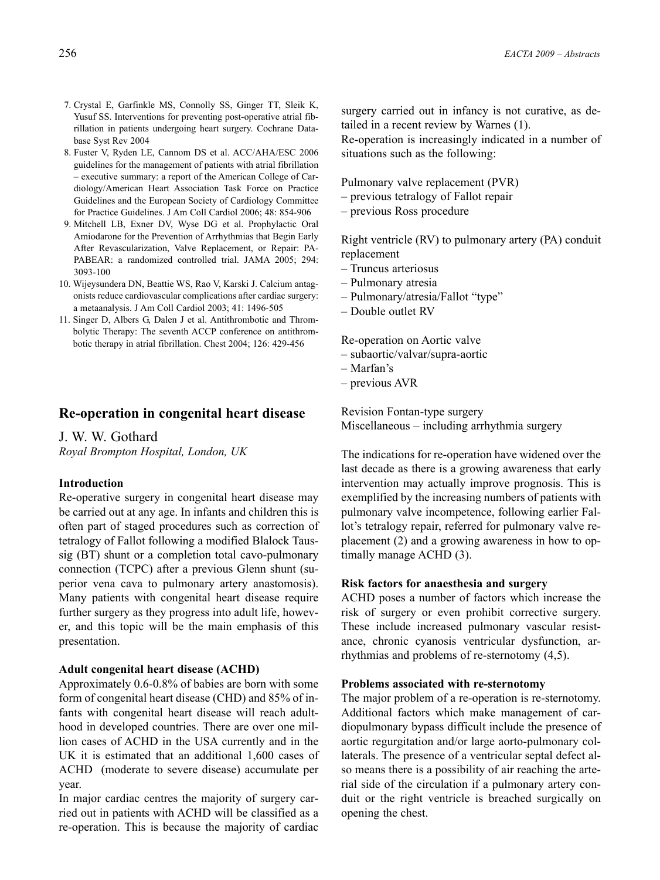7. Crystal E, Garfinkle MS, Connolly SS, Ginger TT, Sleik K, Yusuf SS. Interventions for preventing post-operative atrial fibrillation in patients undergoing heart surgery. Cochrane Database Syst Rev 2004
8. Fuster V, Ryden LE, Cannom DS et al. ACC/AHA/ESC 2006 guidelines for the management of patients with atrial fibrillation – executive summary: a report of the American College of Cardiology/American Heart Association Task Force on Practice Guidelines and the European Society of Cardiology Committee for Practice Guidelines. J Am Coll Cardiol 2006; 48: 854-906
9. Mitchell LB, Exner DV, Wyse DG et al. Prophylactic Oral Amiodarone for the Prevention of Arrhythmias that Begin Early After Revascularization, Valve Replacement, or Repair: PAPABEAR: a randomized controlled trial. JAMA 2005; 294: 3093-100
10. Wijeysundera DN, Beattie WS, Rao V, Karski J. Calcium antagonists reduce cardiovascular complications after cardiac surgery: a metaanalysis. J Am Coll Cardiol 2003; 41: 1496-505
11. Singer D, Albers G, Dalen J et al. Antithrombotic and Thrombolytic Therapy: The seventh ACCP conference on antithrombotic therapy in atrial fibrillation. Chest 2004; 126: 429-456

## Re-operation in congenital heart disease

J. W. W. Gothard

*Royal Brompton Hospital, London, UK*

**Introduction**

Re-operative surgery in congenital heart disease may be carried out at any age. In infants and children this is often part of staged procedures such as correction of tetralogy of Fallot following a modified Blalock Taussig (BT) shunt or a completion total cavo-pulmonary connection (TCPC) after a previous Glenn shunt (superior vena cava to pulmonary artery anastomosis). Many patients with congenital heart disease require further surgery as they progress into adult life, however, and this topic will be the main emphasis of this presentation.

**Adult congenital heart disease (ACHD)**

Approximately 0.6-0.8% of babies are born with some form of congenital heart disease (CHD) and 85% of infants with congenital heart disease will reach adulthood in developed countries. There are over one million cases of ACHD in the USA currently and in the UK it is estimated that an additional 1,600 cases of ACHD (moderate to severe disease) accumulate per year.

In major cardiac centres the majority of surgery carried out in patients with ACHD will be classified as a re-operation. This is because the majority of cardiac surgery carried out in infancy is not curative, as detailed in a recent review by Warnes (1).

Re-operation is increasingly indicated in a number of situations such as the following:

Pulmonary valve replacement (PVR)
– previous tetralogy of Fallot repair
– previous Ross procedure

Right ventricle (RV) to pulmonary artery (PA) conduit replacement
– Truncus arteriosus
– Pulmonary atresia
– Pulmonary/atresia/Fallot "type"
– Double outlet RV

Re-operation on Aortic valve
– subaortic/valvar/supra-aortic
– Marfan's
– previous AVR

Revision Fontan-type surgery
Miscellaneous – including arrhythmia surgery

The indications for re-operation have widened over the last decade as there is a growing awareness that early intervention may actually improve prognosis. This is exemplified by the increasing numbers of patients with pulmonary valve incompetence, following earlier Fallot's tetralogy repair, referred for pulmonary valve replacement (2) and a growing awareness in how to optimally manage ACHD (3).

**Risk factors for anaesthesia and surgery**

ACHD poses a number of factors which increase the risk of surgery or even prohibit corrective surgery. These include increased pulmonary vascular resistance, chronic cyanosis ventricular dysfunction, arrhythmias and problems of re-sternotomy (4,5).

**Problems associated with re-sternotomy**

The major problem of a re-operation is re-sternotomy. Additional factors which make management of cardiopulmonary bypass difficult include the presence of aortic regurgitation and/or large aorto-pulmonary collaterals. The presence of a ventricular septal defect also means there is a possibility of air reaching the arterial side of the circulation if a pulmonary artery conduit or the right ventricle is breached surgically on opening the chest.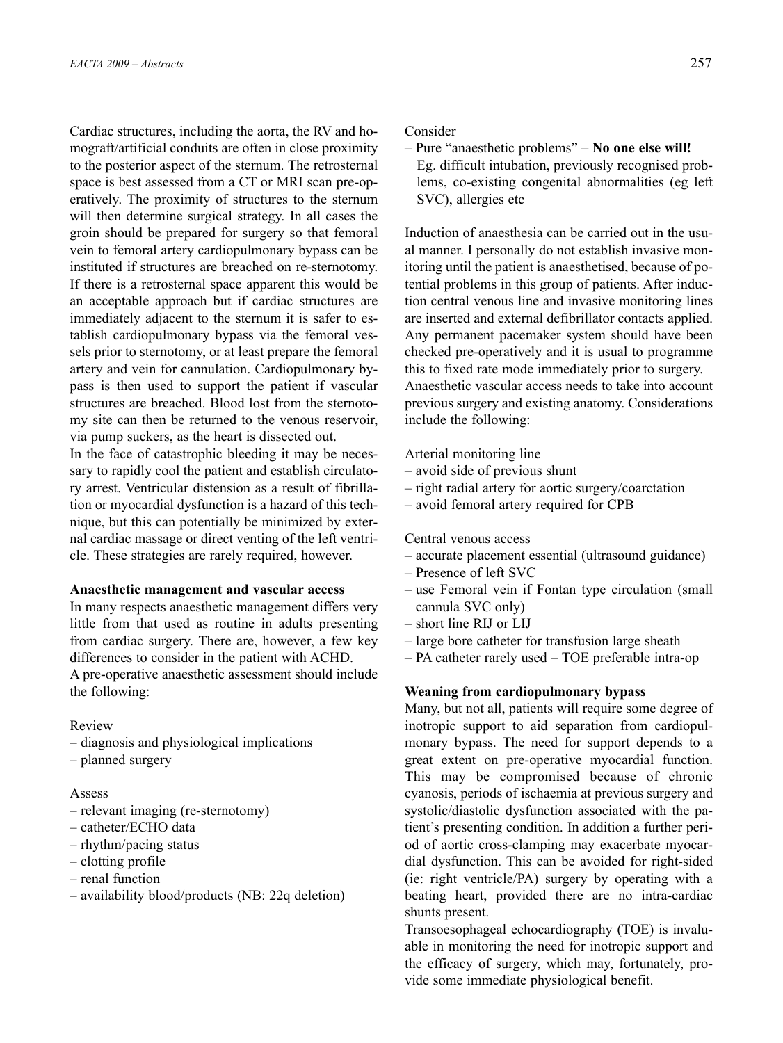Cardiac structures, including the aorta, the RV and homograft/artificial conduits are often in close proximity to the posterior aspect of the sternum. The retrosternal space is best assessed from a CT or MRI scan pre-operatively. The proximity of structures to the sternum will then determine surgical strategy. In all cases the groin should be prepared for surgery so that femoral vein to femoral artery cardiopulmonary bypass can be instituted if structures are breached on re-sternotomy. If there is a retrosternal space apparent this would be an acceptable approach but if cardiac structures are immediately adjacent to the sternum it is safer to establish cardiopulmonary bypass via the femoral vessels prior to sternotomy, or at least prepare the femoral artery and vein for cannulation. Cardiopulmonary bypass is then used to support the patient if vascular structures are breached. Blood lost from the sternotomy site can then be returned to the venous reservoir, via pump suckers, as the heart is dissected out.

In the face of catastrophic bleeding it may be necessary to rapidly cool the patient and establish circulatory arrest. Ventricular distension as a result of fibrillation or myocardial dysfunction is a hazard of this technique, but this can potentially be minimized by external cardiac massage or direct venting of the left ventricle. These strategies are rarely required, however.

**Anaesthetic management and vascular access**

In many respects anaesthetic management differs very little from that used as routine in adults presenting from cardiac surgery. There are, however, a few key differences to consider in the patient with ACHD.

A pre-operative anaesthetic assessment should include the following:

Review
- diagnosis and physiological implications
- planned surgery

Assess
- relevant imaging (re-sternotomy)
- catheter/ECHO data
- rhythm/pacing status
- clotting profile
- renal function
- availability blood/products (NB: 22q deletion)

Consider
- Pure "anaesthetic problems" – **No one else will!** Eg. difficult intubation, previously recognised problems, co-existing congenital abnormalities (eg left SVC), allergies etc

Induction of anaesthesia can be carried out in the usual manner. I personally do not establish invasive monitoring until the patient is anaesthetised, because of potential problems in this group of patients. After induction central venous line and invasive monitoring lines are inserted and external defibrillator contacts applied. Any permanent pacemaker system should have been checked pre-operatively and it is usual to programme this to fixed rate mode immediately prior to surgery.

Anaesthetic vascular access needs to take into account previous surgery and existing anatomy. Considerations include the following:

Arterial monitoring line
- avoid side of previous shunt
- right radial artery for aortic surgery/coarctation
- avoid femoral artery required for CPB

Central venous access
- accurate placement essential (ultrasound guidance)
- Presence of left SVC
- use Femoral vein if Fontan type circulation (small cannula SVC only)
- short line RIJ or LIJ
- large bore catheter for transfusion large sheath
- PA catheter rarely used – TOE preferable intra-op

**Weaning from cardiopulmonary bypass**

Many, but not all, patients will require some degree of inotropic support to aid separation from cardiopulmonary bypass. The need for support depends to a great extent on pre-operative myocardial function. This may be compromised because of chronic cyanosis, periods of ischaemia at previous surgery and systolic/diastolic dysfunction associated with the patient's presenting condition. In addition a further period of aortic cross-clamping may exacerbate myocardial dysfunction. This can be avoided for right-sided (ie: right ventricle/PA) surgery by operating with a beating heart, provided there are no intra-cardiac shunts present.

Transoesophageal echocardiography (TOE) is invaluable in monitoring the need for inotropic support and the efficacy of surgery, which may, fortunately, provide some immediate physiological benefit.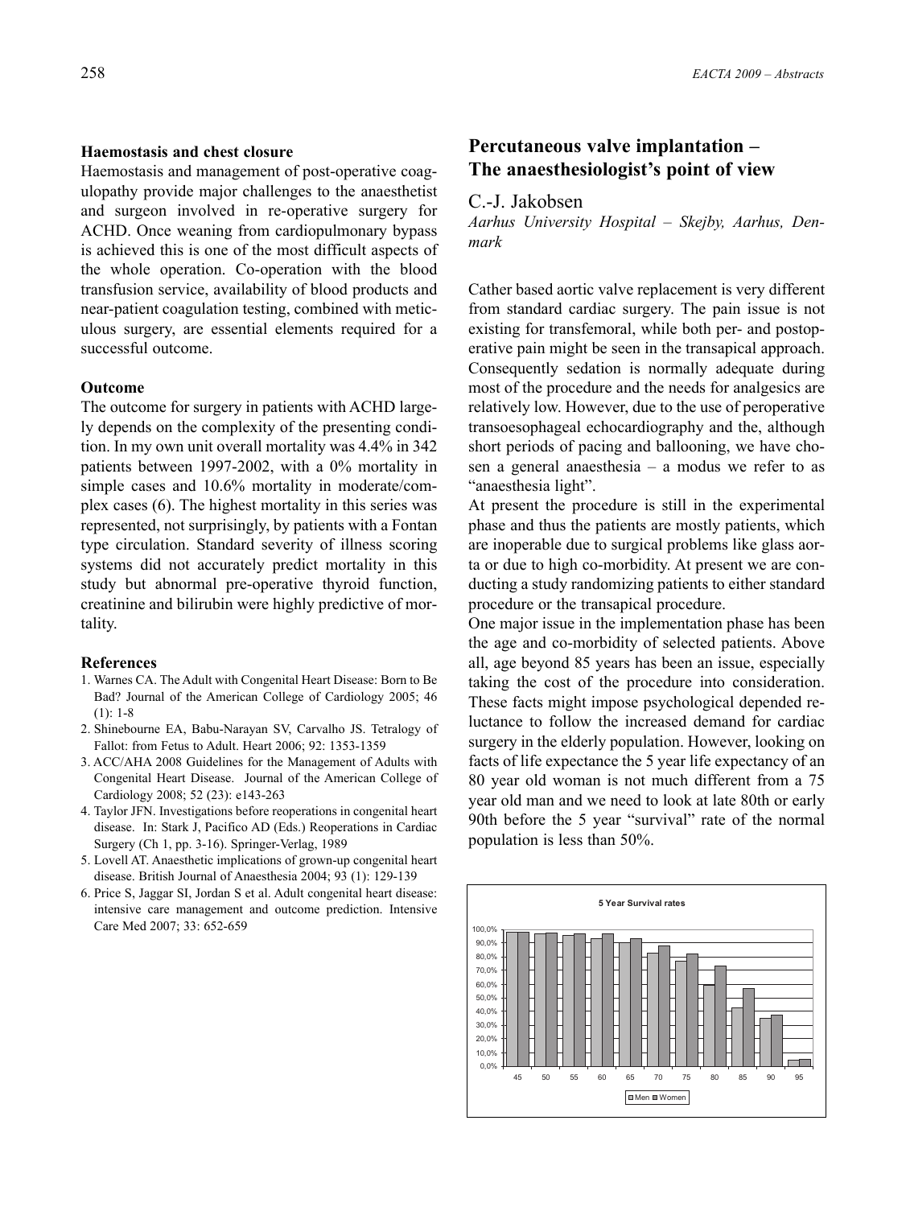#### Haemostasis and chest closure

Haemostasis and management of post-operative coagulopathy provide major challenges to the anaesthetist and surgeon involved in re-operative surgery for ACHD. Once weaning from cardiopulmonary bypass is achieved this is one of the most difficult aspects of the whole operation. Co-operation with the blood transfusion service, availability of blood products and near-patient coagulation testing, combined with meticulous surgery, are essential elements required for a successful outcome.

#### Outcome

The outcome for surgery in patients with ACHD largely depends on the complexity of the presenting condition. In my own unit overall mortality was 4.4% in 342 patients between 1997-2002, with a 0% mortality in simple cases and 10.6% mortality in moderate/complex cases (6). The highest mortality in this series was represented, not surprisingly, by patients with a Fontan type circulation. Standard severity of illness scoring systems did not accurately predict mortality in this study but abnormal pre-operative thyroid function, creatinine and bilirubin were highly predictive of mortality.

#### References

1. Warnes CA. The Adult with Congenital Heart Disease: Born to Be Bad? Journal of the American College of Cardiology 2005; 46 (1): 1-8
2. Shinebourne EA, Babu-Narayan SV, Carvalho JS. Tetralogy of Fallot: from Fetus to Adult. Heart 2006; 92: 1353-1359
3. ACC/AHA 2008 Guidelines for the Management of Adults with Congenital Heart Disease. Journal of the American College of Cardiology 2008; 52 (23): e143-263
4. Taylor JFN. Investigations before reoperations in congenital heart disease. In: Stark J, Pacifico AD (Eds.) Reoperations in Cardiac Surgery (Ch 1, pp. 3-16). Springer-Verlag, 1989
5. Lovell AT. Anaesthetic implications of grown-up congenital heart disease. British Journal of Anaesthesia 2004; 93 (1): 129-139
6. Price S, Jaggar SI, Jordan S et al. Adult congenital heart disease: intensive care management and outcome prediction. Intensive Care Med 2007; 33: 652-659

## Percutaneous valve implantation – The anaesthesiologist's point of view

C.-J. Jakobsen

*Aarhus University Hospital – Skejby, Aarhus, Denmark*

Cather based aortic valve replacement is very different from standard cardiac surgery. The pain issue is not existing for transfemoral, while both per- and postoperative pain might be seen in the transapical approach. Consequently sedation is normally adequate during most of the procedure and the needs for analgesics are relatively low. However, due to the use of peroperative transoesophageal echocardiography and the, although short periods of pacing and ballooning, we have chosen a general anaesthesia – a modus we refer to as "anaesthesia light".

At present the procedure is still in the experimental phase and thus the patients are mostly patients, which are inoperable due to surgical problems like glass aorta or due to high co-morbidity. At present we are conducting a study randomizing patients to either standard procedure or the transapical procedure.

One major issue in the implementation phase has been the age and co-morbidity of selected patients. Above all, age beyond 85 years has been an issue, especially taking the cost of the procedure into consideration. These facts might impose psychological depended reluctance to follow the increased demand for cardiac surgery in the elderly population. However, looking on facts of life expectance the 5 year life expectancy of an 80 year old woman is not much different from a 75 year old man and we need to look at late 80th or early 90th before the 5 year "survival" rate of the normal population is less than 50%.

**5 Year Survival rates**

(Bar chart: 5-year survival rates for Men and Women by age 45–95; y-axis 0,0%–100,0%)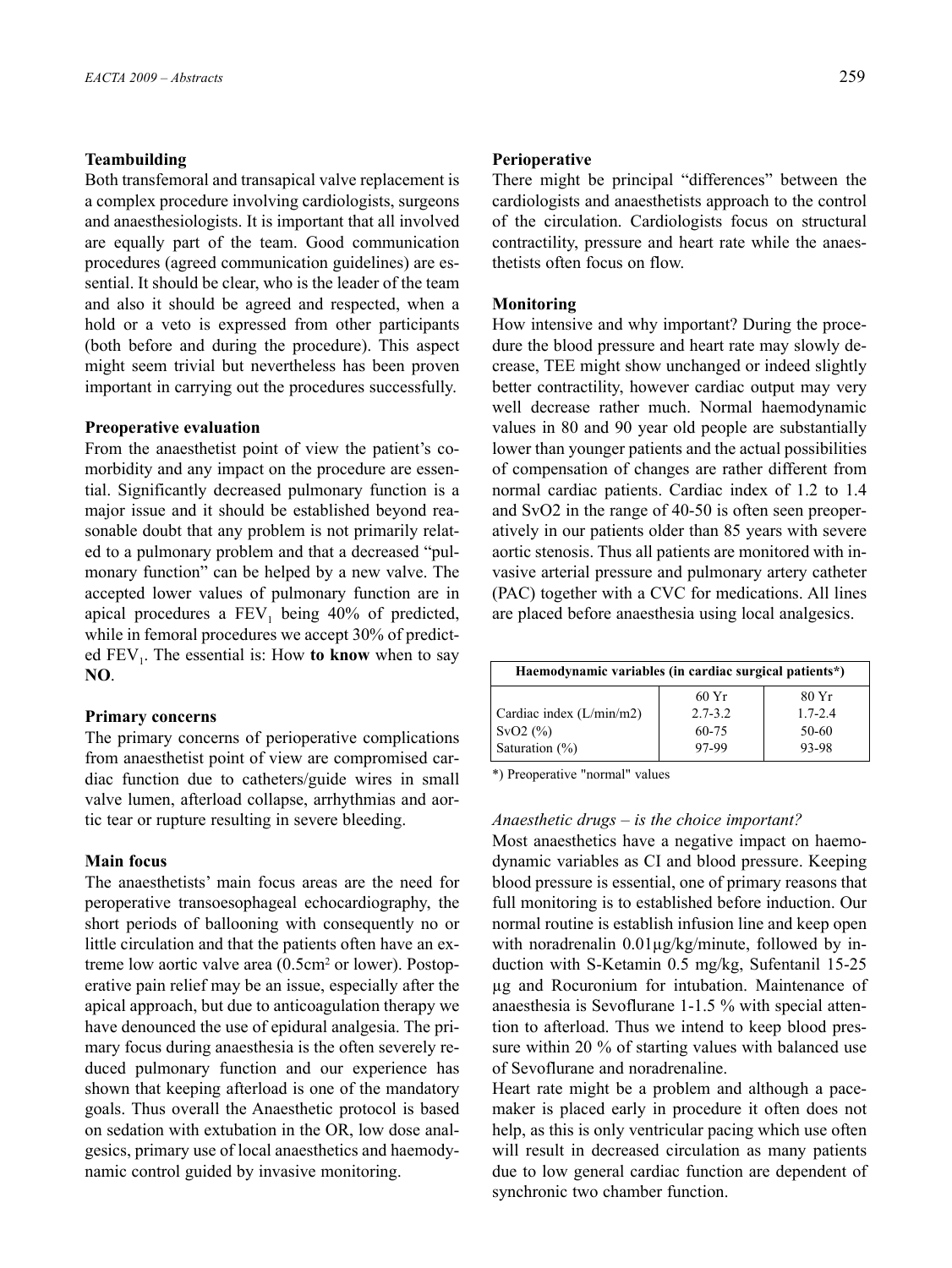### Teambuilding

Both transfemoral and transapical valve replacement is a complex procedure involving cardiologists, surgeons and anaesthesiologists. It is important that all involved are equally part of the team. Good communication procedures (agreed communication guidelines) are essential. It should be clear, who is the leader of the team and also it should be agreed and respected, when a hold or a veto is expressed from other participants (both before and during the procedure). This aspect might seem trivial but nevertheless has been proven important in carrying out the procedures successfully.

### Preoperative evaluation

From the anaesthetist point of view the patient's comorbidity and any impact on the procedure are essential. Significantly decreased pulmonary function is a major issue and it should be established beyond reasonable doubt that any problem is not primarily related to a pulmonary problem and that a decreased "pulmonary function" can be helped by a new valve. The accepted lower values of pulmonary function are in apical procedures a $FEV_1$ being 40% of predicted, while in femoral procedures we accept 30% of predicted $FEV_1$. The essential is: How **to know** when to say **NO**.

### Primary concerns

The primary concerns of perioperative complications from anaesthetist point of view are compromised cardiac function due to catheters/guide wires in small valve lumen, afterload collapse, arrhythmias and aortic tear or rupture resulting in severe bleeding.

### Main focus

The anaesthetists' main focus areas are the need for peroperative transoesophageal echocardiography, the short periods of ballooning with consequently no or little circulation and that the patients often have an extreme low aortic valve area (0.5cm² or lower). Postoperative pain relief may be an issue, especially after the apical approach, but due to anticoagulation therapy we have denounced the use of epidural analgesia. The primary focus during anaesthesia is the often severely reduced pulmonary function and our experience has shown that keeping afterload is one of the mandatory goals. Thus overall the Anaesthetic protocol is based on sedation with extubation in the OR, low dose analgesics, primary use of local anaesthetics and haemodynamic control guided by invasive monitoring.

### Perioperative

There might be principal "differences" between the cardiologists and anaesthetists approach to the control of the circulation. Cardiologists focus on structural contractility, pressure and heart rate while the anaesthetists often focus on flow.

### Monitoring

How intensive and why important? During the procedure the blood pressure and heart rate may slowly decrease, TEE might show unchanged or indeed slightly better contractility, however cardiac output may very well decrease rather much. Normal haemodynamic values in 80 and 90 year old people are substantially lower than younger patients and the actual possibilities of compensation of changes are rather different from normal cardiac patients. Cardiac index of 1.2 to 1.4 and SvO2 in the range of 40-50 is often seen preoperatively in our patients older than 85 years with severe aortic stenosis. Thus all patients are monitored with invasive arterial pressure and pulmonary artery catheter (PAC) together with a CVC for medications. All lines are placed before anaesthesia using local analgesics.

| Haemodynamic variables (in cardiac surgical patients*) | | |
|---|---|---|
| | 60 Yr | 80 Yr |
| Cardiac index (L/min/m2) | 2.7-3.2 | 1.7-2.4 |
| SvO2 (%) | 60-75 | 50-60 |
| Saturation (%) | 97-99 | 93-98 |

*) Preoperative "normal" values

*Anaesthetic drugs – is the choice important?*

Most anaesthetics have a negative impact on haemodynamic variables as CI and blood pressure. Keeping blood pressure is essential, one of primary reasons that full monitoring is to established before induction. Our normal routine is establish infusion line and keep open with noradrenalin 0.01µg/kg/minute, followed by induction with S-Ketamin 0.5 mg/kg, Sufentanil 15-25 µg and Rocuronium for intubation. Maintenance of anaesthesia is Sevoflurane 1-1.5 % with special attention to afterload. Thus we intend to keep blood pressure within 20 % of starting values with balanced use of Sevoflurane and noradrenaline.

Heart rate might be a problem and although a pacemaker is placed early in procedure it often does not help, as this is only ventricular pacing which use often will result in decreased circulation as many patients due to low general cardiac function are dependent of synchronic two chamber function.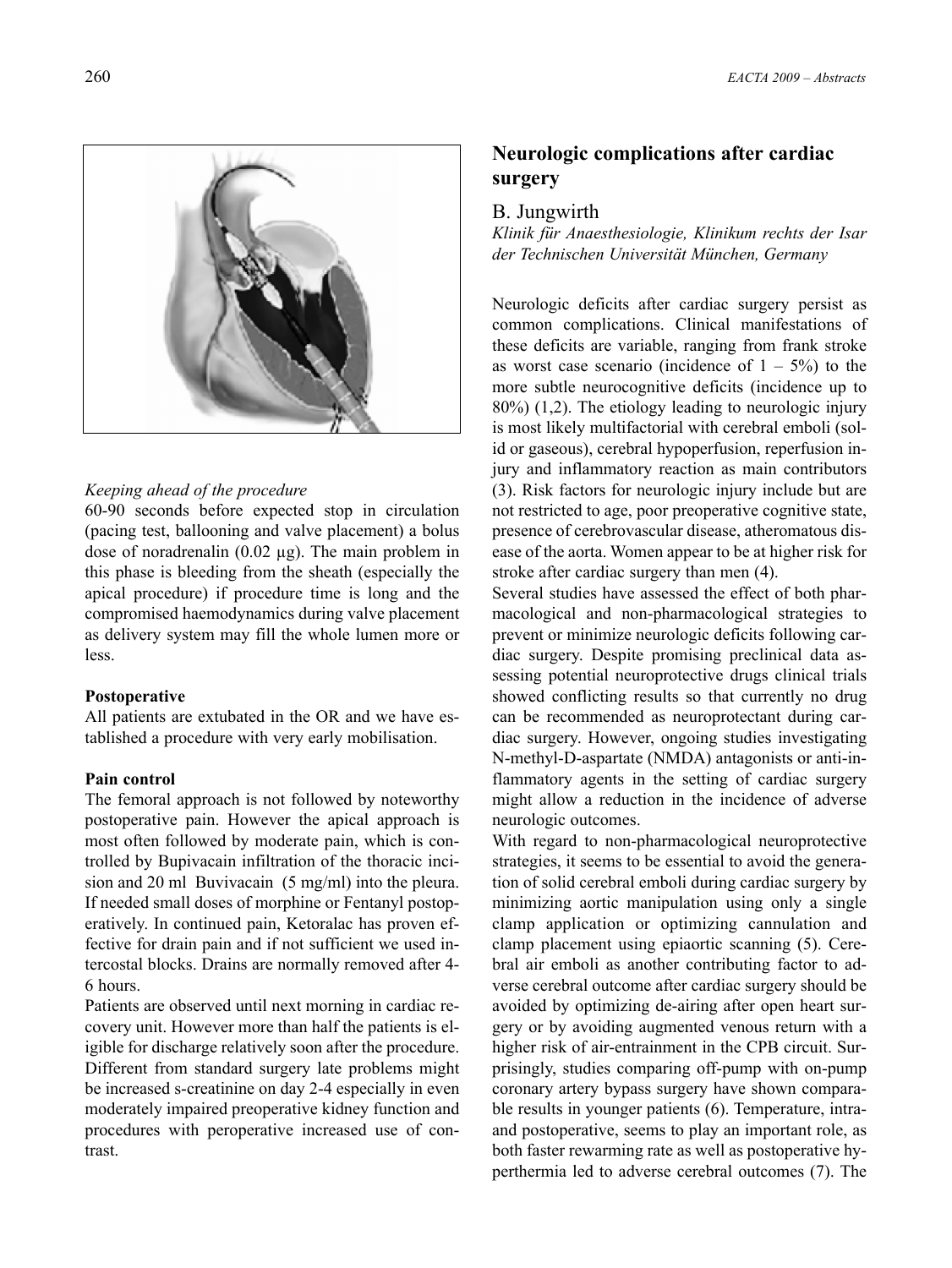*Keeping ahead of the procedure*

60-90 seconds before expected stop in circulation (pacing test, ballooning and valve placement) a bolus dose of noradrenalin (0.02 µg). The main problem in this phase is bleeding from the sheath (especially the apical procedure) if procedure time is long and the compromised haemodynamics during valve placement as delivery system may fill the whole lumen more or less.

**Postoperative**

All patients are extubated in the OR and we have established a procedure with very early mobilisation.

**Pain control**

The femoral approach is not followed by noteworthy postoperative pain. However the apical approach is most often followed by moderate pain, which is controlled by Bupivacain infiltration of the thoracic incision and 20 ml Buvivacain (5 mg/ml) into the pleura. If needed small doses of morphine or Fentanyl postoperatively. In continued pain, Ketoralac has proven effective for drain pain and if not sufficient we used intercostal blocks. Drains are normally removed after 4-6 hours.

Patients are observed until next morning in cardiac recovery unit. However more than half the patients is eligible for discharge relatively soon after the procedure. Different from standard surgery late problems might be increased s-creatinine on day 2-4 especially in even moderately impaired preoperative kidney function and procedures with peroperative increased use of contrast.

## Neurologic complications after cardiac surgery

B. Jungwirth

*Klinik für Anaesthesiologie, Klinikum rechts der Isar der Technischen Universität München, Germany*

Neurologic deficits after cardiac surgery persist as common complications. Clinical manifestations of these deficits are variable, ranging from frank stroke as worst case scenario (incidence of 1 – 5%) to the more subtle neurocognitive deficits (incidence up to 80%) (1,2). The etiology leading to neurologic injury is most likely multifactorial with cerebral emboli (solid or gaseous), cerebral hypoperfusion, reperfusion injury and inflammatory reaction as main contributors (3). Risk factors for neurologic injury include but are not restricted to age, poor preoperative cognitive state, presence of cerebrovascular disease, atheromatous disease of the aorta. Women appear to be at higher risk for stroke after cardiac surgery than men (4).

Several studies have assessed the effect of both pharmacological and non-pharmacological strategies to prevent or minimize neurologic deficits following cardiac surgery. Despite promising preclinical data assessing potential neuroprotective drugs clinical trials showed conflicting results so that currently no drug can be recommended as neuroprotectant during cardiac surgery. However, ongoing studies investigating N-methyl-D-aspartate (NMDA) antagonists or anti-inflammatory agents in the setting of cardiac surgery might allow a reduction in the incidence of adverse neurologic outcomes.

With regard to non-pharmacological neuroprotective strategies, it seems to be essential to avoid the generation of solid cerebral emboli during cardiac surgery by minimizing aortic manipulation using only a single clamp application or optimizing cannulation and clamp placement using epiaortic scanning (5). Cerebral air emboli as another contributing factor to adverse cerebral outcome after cardiac surgery should be avoided by optimizing de-airing after open heart surgery or by avoiding augmented venous return with a higher risk of air-entrainment in the CPB circuit. Surprisingly, studies comparing off-pump with on-pump coronary artery bypass surgery have shown comparable results in younger patients (6). Temperature, intra- and postoperative, seems to play an important role, as both faster rewarming rate as well as postoperative hyperthermia led to adverse cerebral outcomes (7). The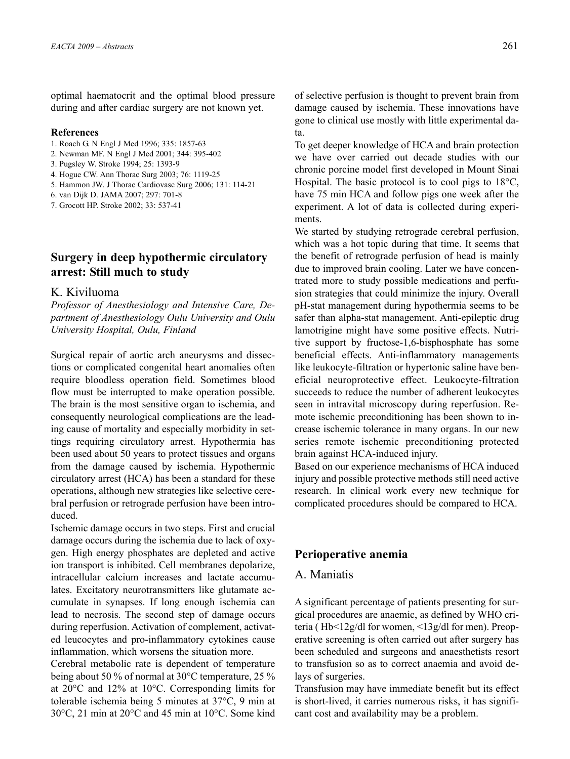optimal haematocrit and the optimal blood pressure during and after cardiac surgery are not known yet.

**References**

1. Roach G. N Engl J Med 1996; 335: 1857-63
2. Newman MF. N Engl J Med 2001; 344: 395-402
3. Pugsley W. Stroke 1994; 25: 1393-9
4. Hogue CW. Ann Thorac Surg 2003; 76: 1119-25
5. Hammon JW. J Thorac Cardiovasc Surg 2006; 131: 114-21
6. van Dijk D. JAMA 2007; 297: 701-8
7. Grocott HP. Stroke 2002; 33: 537-41

## Surgery in deep hypothermic circulatory arrest: Still much to study

### K. Kiviluoma

*Professor of Anesthesiology and Intensive Care, Department of Anesthesiology Oulu University and Oulu University Hospital, Oulu, Finland*

Surgical repair of aortic arch aneurysms and dissections or complicated congenital heart anomalies often require bloodless operation field. Sometimes blood flow must be interrupted to make operation possible. The brain is the most sensitive organ to ischemia, and consequently neurological complications are the leading cause of mortality and especially morbidity in settings requiring circulatory arrest. Hypothermia has been used about 50 years to protect tissues and organs from the damage caused by ischemia. Hypothermic circulatory arrest (HCA) has been a standard for these operations, although new strategies like selective cerebral perfusion or retrograde perfusion have been introduced.

Ischemic damage occurs in two steps. First and crucial damage occurs during the ischemia due to lack of oxygen. High energy phosphates are depleted and active ion transport is inhibited. Cell membranes depolarize, intracellular calcium increases and lactate accumulates. Excitatory neurotransmitters like glutamate accumulate in synapses. If long enough ischemia can lead to necrosis. The second step of damage occurs during reperfusion. Activation of complement, activated leucocytes and pro-inflammatory cytokines cause inflammation, which worsens the situation more.

Cerebral metabolic rate is dependent of temperature being about 50 % of normal at 30°C temperature, 25 % at 20°C and 12% at 10°C. Corresponding limits for tolerable ischemia being 5 minutes at 37°C, 9 min at 30°C, 21 min at 20°C and 45 min at 10°C. Some kind of selective perfusion is thought to prevent brain from damage caused by ischemia. These innovations have gone to clinical use mostly with little experimental data.

To get deeper knowledge of HCA and brain protection we have over carried out decade studies with our chronic porcine model first developed in Mount Sinai Hospital. The basic protocol is to cool pigs to 18°C, have 75 min HCA and follow pigs one week after the experiment. A lot of data is collected during experiments.

We started by studying retrograde cerebral perfusion, which was a hot topic during that time. It seems that the benefit of retrograde perfusion of head is mainly due to improved brain cooling. Later we have concentrated more to study possible medications and perfusion strategies that could minimize the injury. Overall pH-stat management during hypothermia seems to be safer than alpha-stat management. Anti-epileptic drug lamotrigine might have some positive effects. Nutritive support by fructose-1,6-bisphosphate has some beneficial effects. Anti-inflammatory managements like leukocyte-filtration or hypertonic saline have beneficial neuroprotective effect. Leukocyte-filtration succeeds to reduce the number of adherent leukocytes seen in intravital microscopy during reperfusion. Remote ischemic preconditioning has been shown to increase ischemic tolerance in many organs. In our new series remote ischemic preconditioning protected brain against HCA-induced injury.

Based on our experience mechanisms of HCA induced injury and possible protective methods still need active research. In clinical work every new technique for complicated procedures should be compared to HCA.

## Perioperative anemia

### A. Maniatis

A significant percentage of patients presenting for surgical procedures are anaemic, as defined by WHO criteria ( Hb<12g/dl for women, <13g/dl for men). Preoperative screening is often carried out after surgery has been scheduled and surgeons and anaesthetists resort to transfusion so as to correct anaemia and avoid delays of surgeries.

Transfusion may have immediate benefit but its effect is short-lived, it carries numerous risks, it has significant cost and availability may be a problem.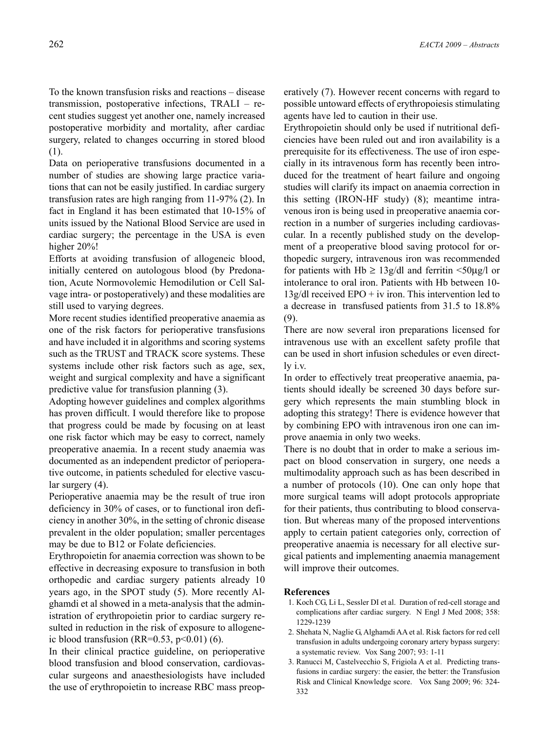To the known transfusion risks and reactions – disease transmission, postoperative infections, TRALI – recent studies suggest yet another one, namely increased postoperative morbidity and mortality, after cardiac surgery, related to changes occurring in stored blood (1).

Data on perioperative transfusions documented in a number of studies are showing large practice variations that can not be easily justified. In cardiac surgery transfusion rates are high ranging from 11-97% (2). In fact in England it has been estimated that 10-15% of units issued by the National Blood Service are used in cardiac surgery; the percentage in the USA is even higher 20%!

Efforts at avoiding transfusion of allogeneic blood, initially centered on autologous blood (by Predonation, Acute Normovolemic Hemodilution or Cell Salvage intra- or postoperatively) and these modalities are still used to varying degrees.

More recent studies identified preoperative anaemia as one of the risk factors for perioperative transfusions and have included it in algorithms and scoring systems such as the TRUST and TRACK score systems. These systems include other risk factors such as age, sex, weight and surgical complexity and have a significant predictive value for transfusion planning (3).

Adopting however guidelines and complex algorithms has proven difficult. I would therefore like to propose that progress could be made by focusing on at least one risk factor which may be easy to correct, namely preoperative anaemia. In a recent study anaemia was documented as an independent predictor of perioperative outcome, in patients scheduled for elective vascular surgery (4).

Perioperative anaemia may be the result of true iron deficiency in 30% of cases, or to functional iron deficiency in another 30%, in the setting of chronic disease prevalent in the older population; smaller percentages may be due to B12 or Folate deficiencies.

Erythropoietin for anaemia correction was shown to be effective in decreasing exposure to transfusion in both orthopedic and cardiac surgery patients already 10 years ago, in the SPOT study (5). More recently Alghamdi et al showed in a meta-analysis that the administration of erythropoietin prior to cardiac surgery resulted in reduction in the risk of exposure to allogeneic blood transfusion (RR=0.53, $p<0.01$) (6).

In their clinical practice guideline, on perioperative blood transfusion and blood conservation, cardiovascular surgeons and anaesthesiologists have included the use of erythropoietin to increase RBC mass preoperatively (7). However recent concerns with regard to possible untoward effects of erythropoiesis stimulating agents have led to caution in their use.

Erythropoietin should only be used if nutritional deficiencies have been ruled out and iron availability is a prerequisite for its effectiveness. The use of iron especially in its intravenous form has recently been introduced for the treatment of heart failure and ongoing studies will clarify its impact on anaemia correction in this setting (IRON-HF study) (8); meantime intravenous iron is being used in preoperative anaemia correction in a number of surgeries including cardiovascular. In a recently published study on the development of a preoperative blood saving protocol for orthopedic surgery, intravenous iron was recommended for patients with Hb ≥ 13g/dl and ferritin <50μg/l or intolerance to oral iron. Patients with Hb between 10-13g/dl received EPO + iv iron. This intervention led to a decrease in transfused patients from 31.5 to 18.8% (9).

There are now several iron preparations licensed for intravenous use with an excellent safety profile that can be used in short infusion schedules or even directly i.v.

In order to effectively treat preoperative anaemia, patients should ideally be screened 30 days before surgery which represents the main stumbling block in adopting this strategy! There is evidence however that by combining EPO with intravenous iron one can improve anaemia in only two weeks.

There is no doubt that in order to make a serious impact on blood conservation in surgery, one needs a multimodality approach such as has been described in a number of protocols (10). One can only hope that more surgical teams will adopt protocols appropriate for their patients, thus contributing to blood conservation. But whereas many of the proposed interventions apply to certain patient categories only, correction of preoperative anaemia is necessary for all elective surgical patients and implementing anaemia management will improve their outcomes.

## References

1. Koch CG, Li L, Sessler DI et al. Duration of red-cell storage and complications after cardiac surgery. N Engl J Med 2008; 358: 1229-1239
2. Shehata N, Naglie G, Alghamdi AA et al. Risk factors for red cell transfusion in adults undergoing coronary artery bypass surgery: a systematic review. Vox Sang 2007; 93: 1-11
3. Ranucci M, Castelvecchio S, Frigiola A et al. Predicting transfusions in cardiac surgery: the easier, the better: the Transfusion Risk and Clinical Knowledge score. Vox Sang 2009; 96: 324-332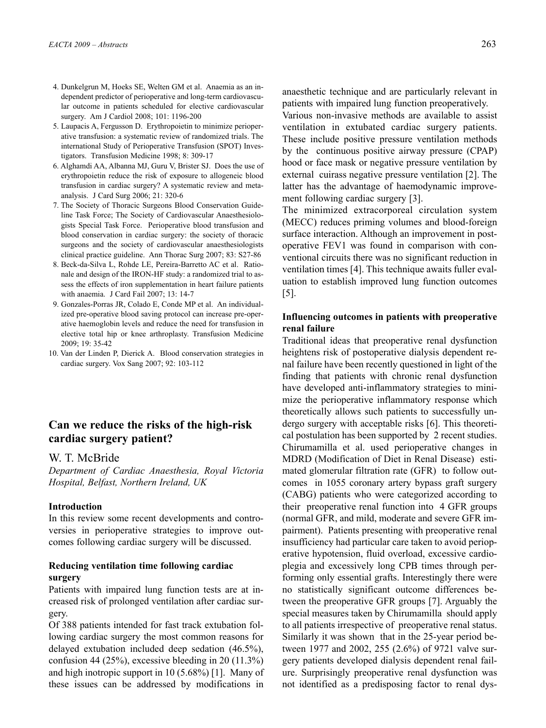4. Dunkelgrun M, Hoeks SE, Welten GM et al. Anaemia as an independent predictor of perioperative and long-term cardiovascular outcome in patients scheduled for elective cardiovascular surgery. Am J Cardiol 2008; 101: 1196-200
5. Laupacis A, Fergusson D. Erythropoietin to minimize perioperative transfusion: a systematic review of randomized trials. The international Study of Perioperative Transfusion (SPOT) Investigators. Transfusion Medicine 1998; 8: 309-17
6. Alghamdi AA, Albanna MJ, Guru V, Brister SJ. Does the use of erythropoietin reduce the risk of exposure to allogeneic blood transfusion in cardiac surgery? A systematic review and meta-analysis. J Card Surg 2006; 21: 320-6
7. The Society of Thoracic Surgeons Blood Conservation Guideline Task Force; The Society of Cardiovascular Anaesthesiologists Special Task Force. Perioperative blood transfusion and blood conservation in cardiac surgery: the society of thoracic surgeons and the society of cardiovascular anaesthesiologists clinical practice guideline. Ann Thorac Surg 2007; 83: S27-86
8. Beck-da-Silva L, Rohde LE, Pereira-Barretto AC et al. Rationale and design of the IRON-HF study: a randomized trial to assess the effects of iron supplementation in heart failure patients with anaemia. J Card Fail 2007; 13: 14-7
9. Gonzales-Porras JR, Colado E, Conde MP et al. An individualized pre-operative blood saving protocol can increase pre-operative haemoglobin levels and reduce the need for transfusion in elective total hip or knee arthroplasty. Transfusion Medicine 2009; 19: 35-42
10. Van der Linden P, Dierick A. Blood conservation strategies in cardiac surgery. Vox Sang 2007; 92: 103-112

## Can we reduce the risks of the high-risk cardiac surgery patient?

W. T. McBride

*Department of Cardiac Anaesthesia, Royal Victoria Hospital, Belfast, Northern Ireland, UK*

### Introduction

In this review some recent developments and controversies in perioperative strategies to improve outcomes following cardiac surgery will be discussed.

### Reducing ventilation time following cardiac surgery

Patients with impaired lung function tests are at increased risk of prolonged ventilation after cardiac surgery.

Of 388 patients intended for fast track extubation following cardiac surgery the most common reasons for delayed extubation included deep sedation (46.5%), confusion 44 (25%), excessive bleeding in 20 (11.3%) and high inotropic support in 10 (5.68%) [1]. Many of these issues can be addressed by modifications in anaesthetic technique and are particularly relevant in patients with impaired lung function preoperatively.

Various non-invasive methods are available to assist ventilation in extubated cardiac surgery patients. These include positive pressure ventilation methods by the continuous positive airway pressure (CPAP) hood or face mask or negative pressure ventilation by external cuirass negative pressure ventilation [2]. The latter has the advantage of haemodynamic improvement following cardiac surgery [3].

The minimized extracorporeal circulation system (MECC) reduces priming volumes and blood-foreign surface interaction. Although an improvement in postoperative FEV1 was found in comparison with conventional circuits there was no significant reduction in ventilation times [4]. This technique awaits fuller evaluation to establish improved lung function outcomes [5].

### Influencing outcomes in patients with preoperative renal failure

Traditional ideas that preoperative renal dysfunction heightens risk of postoperative dialysis dependent renal failure have been recently questioned in light of the finding that patients with chronic renal dysfunction have developed anti-inflammatory strategies to minimize the perioperative inflammatory response which theoretically allows such patients to successfully undergo surgery with acceptable risks [6]. This theoretical postulation has been supported by 2 recent studies. Chirumamilla et al. used perioperative changes in MDRD (Modification of Diet in Renal Disease) estimated glomerular filtration rate (GFR) to follow outcomes in 1055 coronary artery bypass graft surgery (CABG) patients who were categorized according to their preoperative renal function into 4 GFR groups (normal GFR, and mild, moderate and severe GFR impairment). Patients presenting with preoperative renal insufficiency had particular care taken to avoid perioperative hypotension, fluid overload, excessive cardioplegia and excessively long CPB times through performing only essential grafts. Interestingly there were no statistically significant outcome differences between the preoperative GFR groups [7]. Arguably the special measures taken by Chirumamilla should apply to all patients irrespective of preoperative renal status. Similarly it was shown that in the 25-year period between 1977 and 2002, 255 (2.6%) of 9721 valve surgery patients developed dialysis dependent renal failure. Surprisingly preoperative renal dysfunction was not identified as a predisposing factor to renal dys-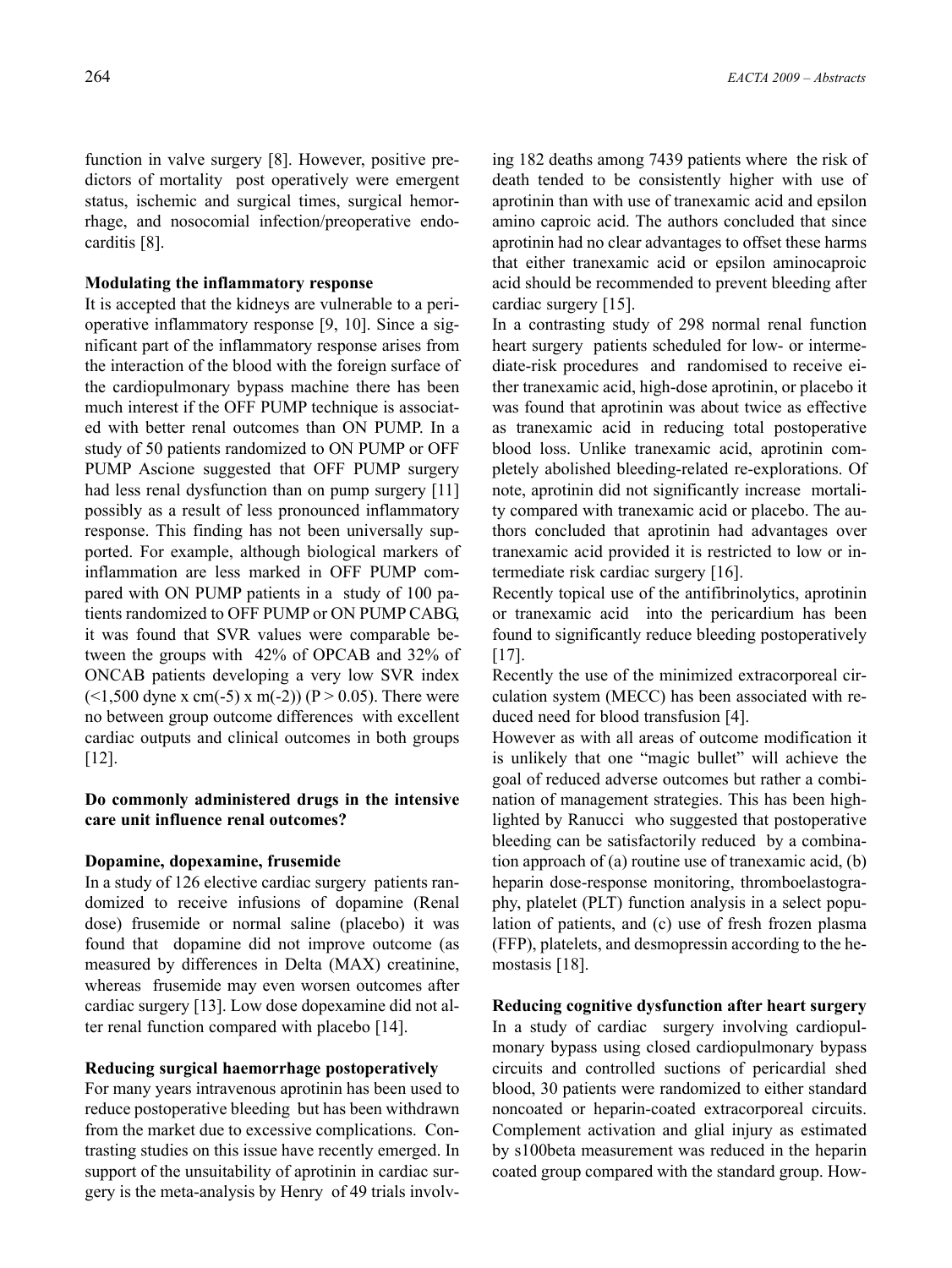function in valve surgery [8]. However, positive predictors of mortality post operatively were emergent status, ischemic and surgical times, surgical hemorrhage, and nosocomial infection/preoperative endocarditis [8].

**Modulating the inflammatory response**

It is accepted that the kidneys are vulnerable to a perioperative inflammatory response [9, 10]. Since a significant part of the inflammatory response arises from the interaction of the blood with the foreign surface of the cardiopulmonary bypass machine there has been much interest if the OFF PUMP technique is associated with better renal outcomes than ON PUMP. In a study of 50 patients randomized to ON PUMP or OFF PUMP Ascione suggested that OFF PUMP surgery had less renal dysfunction than on pump surgery [11] possibly as a result of less pronounced inflammatory response. This finding has not been universally supported. For example, although biological markers of inflammation are less marked in OFF PUMP compared with ON PUMP patients in a study of 100 patients randomized to OFF PUMP or ON PUMP CABG, it was found that SVR values were comparable between the groups with 42% of OPCAB and 32% of ONCAB patients developing a very low SVR index (<1,500 dyne x cm(-5) x m(-2)) (P > 0.05). There were no between group outcome differences with excellent cardiac outputs and clinical outcomes in both groups [12].

**Do commonly administered drugs in the intensive care unit influence renal outcomes?**

**Dopamine, dopexamine, frusemide**

In a study of 126 elective cardiac surgery patients randomized to receive infusions of dopamine (Renal dose) frusemide or normal saline (placebo) it was found that dopamine did not improve outcome (as measured by differences in Delta (MAX) creatinine, whereas frusemide may even worsen outcomes after cardiac surgery [13]. Low dose dopexamine did not alter renal function compared with placebo [14].

**Reducing surgical haemorrhage postoperatively**

For many years intravenous aprotinin has been used to reduce postoperative bleeding but has been withdrawn from the market due to excessive complications. Contrasting studies on this issue have recently emerged. In support of the unsuitability of aprotinin in cardiac surgery is the meta-analysis by Henry of 49 trials involving 182 deaths among 7439 patients where the risk of death tended to be consistently higher with use of aprotinin than with use of tranexamic acid and epsilon amino caproic acid. The authors concluded that since aprotinin had no clear advantages to offset these harms that either tranexamic acid or epsilon aminocaproic acid should be recommended to prevent bleeding after cardiac surgery [15].

In a contrasting study of 298 normal renal function heart surgery patients scheduled for low- or intermediate-risk procedures and randomised to receive either tranexamic acid, high-dose aprotinin, or placebo it was found that aprotinin was about twice as effective as tranexamic acid in reducing total postoperative blood loss. Unlike tranexamic acid, aprotinin completely abolished bleeding-related re-explorations. Of note, aprotinin did not significantly increase mortality compared with tranexamic acid or placebo. The authors concluded that aprotinin had advantages over tranexamic acid provided it is restricted to low or intermediate risk cardiac surgery [16].

Recently topical use of the antifibrinolytics, aprotinin or tranexamic acid into the pericardium has been found to significantly reduce bleeding postoperatively [17].

Recently the use of the minimized extracorporeal circulation system (MECC) has been associated with reduced need for blood transfusion [4].

However as with all areas of outcome modification it is unlikely that one "magic bullet" will achieve the goal of reduced adverse outcomes but rather a combination of management strategies. This has been highlighted by Ranucci who suggested that postoperative bleeding can be satisfactorily reduced by a combination approach of (a) routine use of tranexamic acid, (b) heparin dose-response monitoring, thromboelastography, platelet (PLT) function analysis in a select population of patients, and (c) use of fresh frozen plasma (FFP), platelets, and desmopressin according to the hemostasis [18].

**Reducing cognitive dysfunction after heart surgery**

In a study of cardiac surgery involving cardiopulmonary bypass using closed cardiopulmonary bypass circuits and controlled suctions of pericardial shed blood, 30 patients were randomized to either standard noncoated or heparin-coated extracorporeal circuits. Complement activation and glial injury as estimated by s100beta measurement was reduced in the heparin coated group compared with the standard group. How-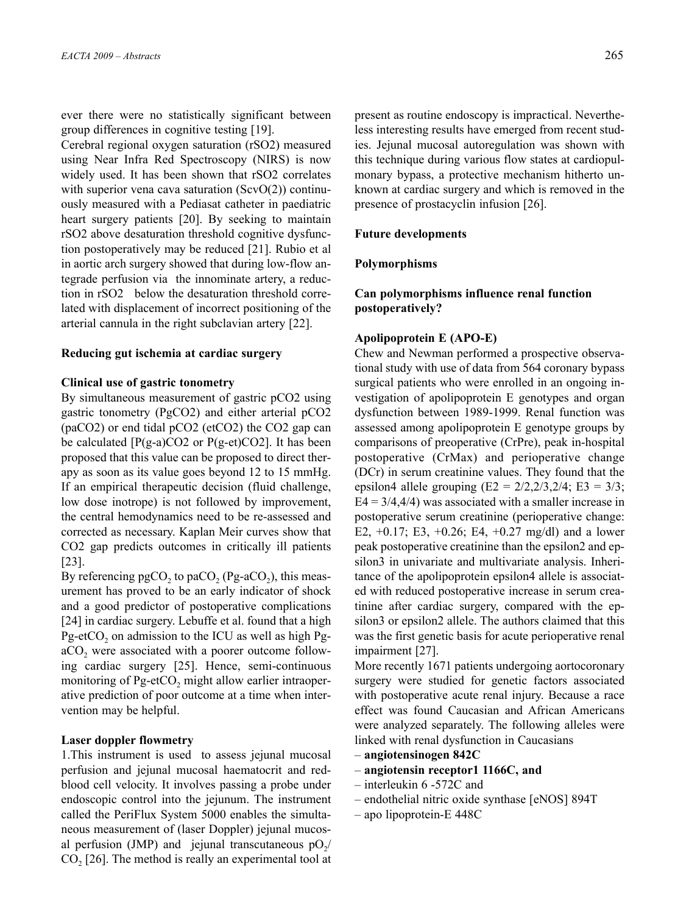ever there were no statistically significant between group differences in cognitive testing [19].

Cerebral regional oxygen saturation (rSO2) measured using Near Infra Red Spectroscopy (NIRS) is now widely used. It has been shown that rSO2 correlates with superior vena cava saturation (ScvO(2)) continuously measured with a Pediasat catheter in paediatric heart surgery patients [20]. By seeking to maintain rSO2 above desaturation threshold cognitive dysfunction postoperatively may be reduced [21]. Rubio et al in aortic arch surgery showed that during low-flow antegrade perfusion via the innominate artery, a reduction in rSO2 below the desaturation threshold correlated with displacement of incorrect positioning of the arterial cannula in the right subclavian artery [22].

**Reducing gut ischemia at cardiac surgery**

**Clinical use of gastric tonometry**

By simultaneous measurement of gastric pCO2 using gastric tonometry (PgCO2) and either arterial pCO2 (paCO2) or end tidal pCO2 (etCO2) the CO2 gap can be calculated [P(g-a)CO2 or P(g-et)CO2]. It has been proposed that this value can be proposed to direct therapy as soon as its value goes beyond 12 to 15 mmHg. If an empirical therapeutic decision (fluid challenge, low dose inotrope) is not followed by improvement, the central hemodynamics need to be re-assessed and corrected as necessary. Kaplan Meir curves show that CO2 gap predicts outcomes in critically ill patients [23].

By referencing $pgCO_2$ to $paCO_2$ ($Pg\text{-}aCO_2$), this measurement has proved to be an early indicator of shock and a good predictor of postoperative complications [24] in cardiac surgery. Lebuffe et al. found that a high $Pg\text{-}etCO_2$ on admission to the ICU as well as high $Pg\text{-}aCO_2$ were associated with a poorer outcome following cardiac surgery [25]. Hence, semi-continuous monitoring of $Pg\text{-}etCO_2$ might allow earlier intraoperative prediction of poor outcome at a time when intervention may be helpful.

**Laser doppler flowmetry**

1.This instrument is used to assess jejunal mucosal perfusion and jejunal mucosal haematocrit and red-blood cell velocity. It involves passing a probe under endoscopic control into the jejunum. The instrument called the PeriFlux System 5000 enables the simultaneous measurement of (laser Doppler) jejunal mucosal perfusion (JMP) and jejunal transcutaneous $pO_2$/$CO_2$ [26]. The method is really an experimental tool at present as routine endoscopy is impractical. Nevertheless interesting results have emerged from recent studies. Jejunal mucosal autoregulation was shown with this technique during various flow states at cardiopulmonary bypass, a protective mechanism hitherto unknown at cardiac surgery and which is removed in the presence of prostacyclin infusion [26].

**Future developments**

**Polymorphisms**

**Can polymorphisms influence renal function postoperatively?**

**Apolipoprotein E (APO-E)**

Chew and Newman performed a prospective observational study with use of data from 564 coronary bypass surgical patients who were enrolled in an ongoing investigation of apolipoprotein E genotypes and organ dysfunction between 1989-1999. Renal function was assessed among apolipoprotein E genotype groups by comparisons of preoperative (CrPre), peak in-hospital postoperative (CrMax) and perioperative change (DCr) in serum creatinine values. They found that the epsilon4 allele grouping (E2 = 2/2,2/3,2/4; E3 = 3/3; E4 = 3/4,4/4) was associated with a smaller increase in postoperative serum creatinine (perioperative change: E2, +0.17; E3, +0.26; E4, +0.27 mg/dl) and a lower peak postoperative creatinine than the epsilon2 and epsilon3 in univariate and multivariate analysis. Inheritance of the apolipoprotein epsilon4 allele is associated with reduced postoperative increase in serum creatinine after cardiac surgery, compared with the epsilon3 or epsilon2 allele. The authors claimed that this was the first genetic basis for acute perioperative renal impairment [27].

More recently 1671 patients undergoing aortocoronary surgery were studied for genetic factors associated with postoperative acute renal injury. Because a race effect was found Caucasian and African Americans were analyzed separately. The following alleles were linked with renal dysfunction in Caucasians

- **angiotensinogen 842C**
- **angiotensin receptor1 1166C, and**
- interleukin 6 -572C and
- endothelial nitric oxide synthase [eNOS] 894T
- apo lipoprotein-E 448C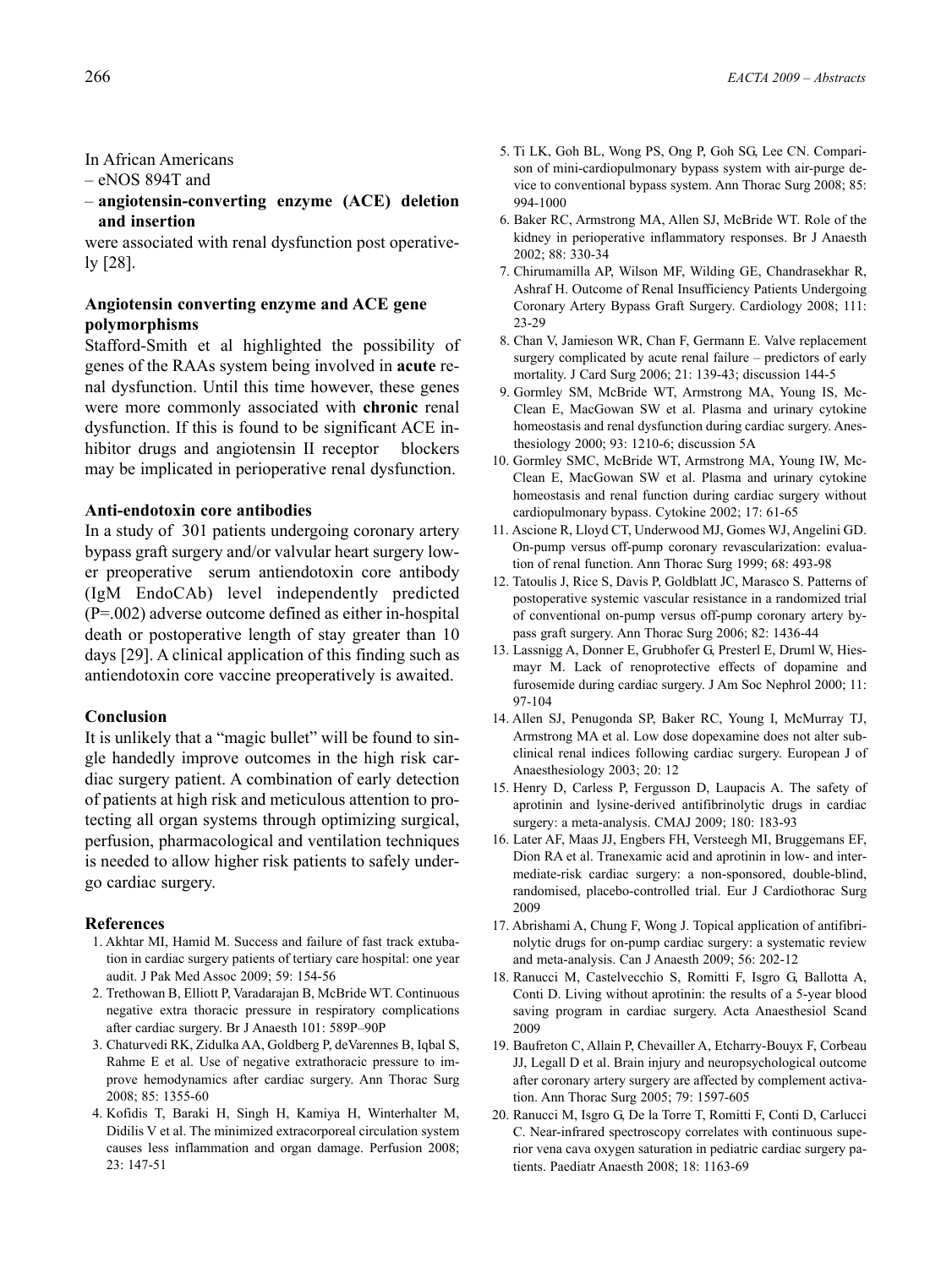In African Americans

– eNOS 894T and

– **angiotensin-converting enzyme (ACE) deletion and insertion**

were associated with renal dysfunction post operatively [28].

### Angiotensin converting enzyme and ACE gene polymorphisms

Stafford-Smith et al highlighted the possibility of genes of the RAAs system being involved in **acute** renal dysfunction. Until this time however, these genes were more commonly associated with **chronic** renal dysfunction. If this is found to be significant ACE inhibitor drugs and angiotensin II receptor blockers may be implicated in perioperative renal dysfunction.

### Anti-endotoxin core antibodies

In a study of 301 patients undergoing coronary artery bypass graft surgery and/or valvular heart surgery lower preoperative serum antiendotoxin core antibody (IgM EndoCAb) level independently predicted (P=.002) adverse outcome defined as either in-hospital death or postoperative length of stay greater than 10 days [29]. A clinical application of this finding such as antiendotoxin core vaccine preoperatively is awaited.

### Conclusion

It is unlikely that a "magic bullet" will be found to single handedly improve outcomes in the high risk cardiac surgery patient. A combination of early detection of patients at high risk and meticulous attention to protecting all organ systems through optimizing surgical, perfusion, pharmacological and ventilation techniques is needed to allow higher risk patients to safely undergo cardiac surgery.

### References

1. Akhtar MI, Hamid M. Success and failure of fast track extubation in cardiac surgery patients of tertiary care hospital: one year audit. J Pak Med Assoc 2009; 59: 154-56
2. Trethowan B, Elliott P, Varadarajan B, McBride WT. Continuous negative extra thoracic pressure in respiratory complications after cardiac surgery. Br J Anaesth 101: 589P–90P
3. Chaturvedi RK, Zidulka AA, Goldberg P, deVarennes B, Iqbal S, Rahme E et al. Use of negative extrathoracic pressure to improve hemodynamics after cardiac surgery. Ann Thorac Surg 2008; 85: 1355-60
4. Kofidis T, Baraki H, Singh H, Kamiya H, Winterhalter M, Didilis V et al. The minimized extracorporeal circulation system causes less inflammation and organ damage. Perfusion 2008; 23: 147-51
5. Ti LK, Goh BL, Wong PS, Ong P, Goh SG, Lee CN. Comparison of mini-cardiopulmonary bypass system with air-purge device to conventional bypass system. Ann Thorac Surg 2008; 85: 994-1000
6. Baker RC, Armstrong MA, Allen SJ, McBride WT. Role of the kidney in perioperative inflammatory responses. Br J Anaesth 2002; 88: 330-34
7. Chirumamilla AP, Wilson MF, Wilding GE, Chandrasekhar R, Ashraf H. Outcome of Renal Insufficiency Patients Undergoing Coronary Artery Bypass Graft Surgery. Cardiology 2008; 111: 23-29
8. Chan V, Jamieson WR, Chan F, Germann E. Valve replacement surgery complicated by acute renal failure – predictors of early mortality. J Card Surg 2006; 21: 139-43; discussion 144-5
9. Gormley SM, McBride WT, Armstrong MA, Young IS, McClean E, MacGowan SW et al. Plasma and urinary cytokine homeostasis and renal dysfunction during cardiac surgery. Anesthesiology 2000; 93: 1210-6; discussion 5A
10. Gormley SMC, McBride WT, Armstrong MA, Young IW, McClean E, MacGowan SW et al. Plasma and urinary cytokine homeostasis and renal function during cardiac surgery without cardiopulmonary bypass. Cytokine 2002; 17: 61-65
11. Ascione R, Lloyd CT, Underwood MJ, Gomes WJ, Angelini GD. On-pump versus off-pump coronary revascularization: evaluation of renal function. Ann Thorac Surg 1999; 68: 493-98
12. Tatoulis J, Rice S, Davis P, Goldblatt JC, Marasco S. Patterns of postoperative systemic vascular resistance in a randomized trial of conventional on-pump versus off-pump coronary artery bypass graft surgery. Ann Thorac Surg 2006; 82: 1436-44
13. Lassnigg A, Donner E, Grubhofer G, Presterl E, Druml W, Hiesmayr M. Lack of renoprotective effects of dopamine and furosemide during cardiac surgery. J Am Soc Nephrol 2000; 11: 97-104
14. Allen SJ, Penugonda SP, Baker RC, Young I, McMurray TJ, Armstrong MA et al. Low dose dopexamine does not alter subclinical renal indices following cardiac surgery. European J of Anaesthesiology 2003; 20: 12
15. Henry D, Carless P, Fergusson D, Laupacis A. The safety of aprotinin and lysine-derived antifibrinolytic drugs in cardiac surgery: a meta-analysis. CMAJ 2009; 180: 183-93
16. Later AF, Maas JJ, Engbers FH, Versteegh MI, Bruggemans EF, Dion RA et al. Tranexamic acid and aprotinin in low- and intermediate-risk cardiac surgery: a non-sponsored, double-blind, randomised, placebo-controlled trial. Eur J Cardiothorac Surg 2009
17. Abrishami A, Chung F, Wong J. Topical application of antifibrinolytic drugs for on-pump cardiac surgery: a systematic review and meta-analysis. Can J Anaesth 2009; 56: 202-12
18. Ranucci M, Castelvecchio S, Romitti F, Isgro G, Ballotta A, Conti D. Living without aprotinin: the results of a 5-year blood saving program in cardiac surgery. Acta Anaesthesiol Scand 2009
19. Baufreton C, Allain P, Chevailler A, Etcharry-Bouyx F, Corbeau JJ, Legall D et al. Brain injury and neuropsychological outcome after coronary artery surgery are affected by complement activation. Ann Thorac Surg 2005; 79: 1597-605
20. Ranucci M, Isgro G, De la Torre T, Romitti F, Conti D, Carlucci C. Near-infrared spectroscopy correlates with continuous superior vena cava oxygen saturation in pediatric cardiac surgery patients. Paediatr Anaesth 2008; 18: 1163-69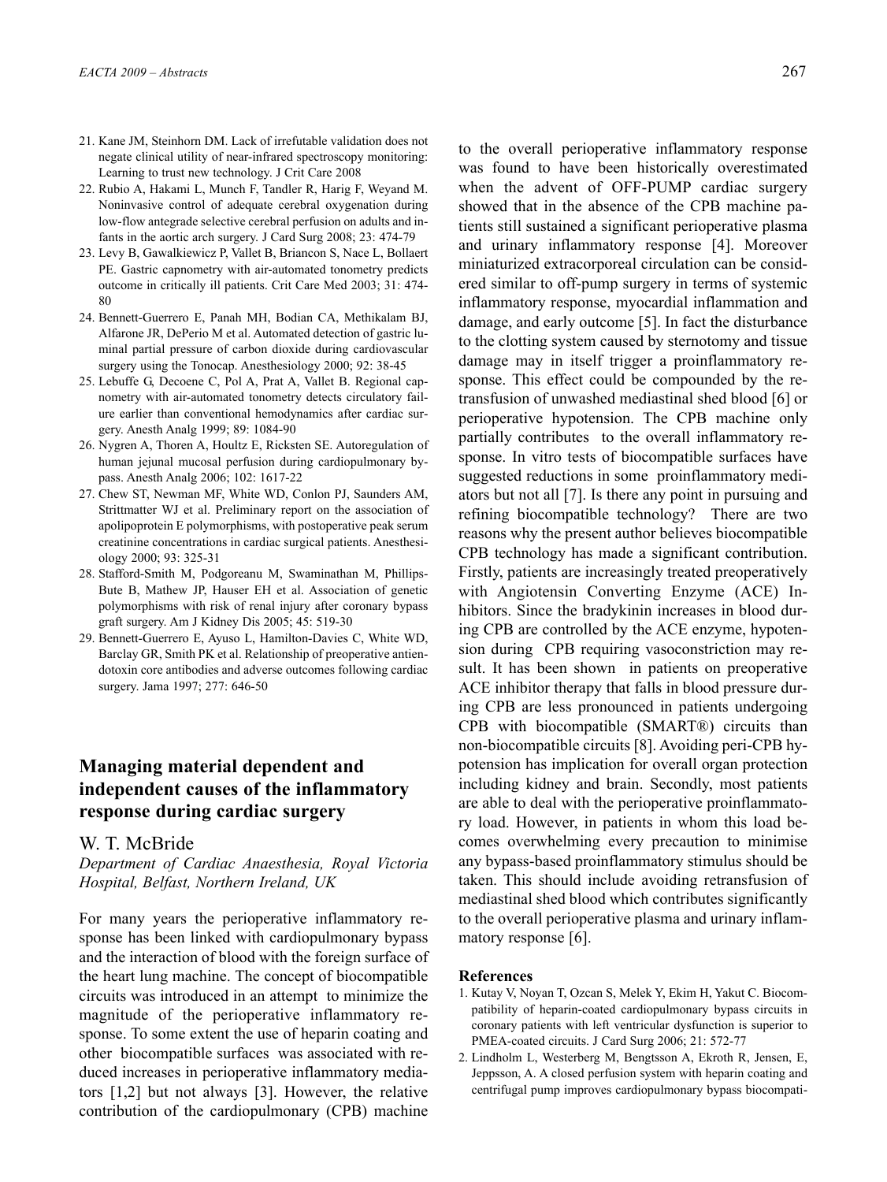21. Kane JM, Steinhorn DM. Lack of irrefutable validation does not negate clinical utility of near-infrared spectroscopy monitoring: Learning to trust new technology. J Crit Care 2008
22. Rubio A, Hakami L, Munch F, Tandler R, Harig F, Weyand M. Noninvasive control of adequate cerebral oxygenation during low-flow antegrade selective cerebral perfusion on adults and infants in the aortic arch surgery. J Card Surg 2008; 23: 474-79
23. Levy B, Gawalkiewicz P, Vallet B, Briancon S, Nace L, Bollaert PE. Gastric capnometry with air-automated tonometry predicts outcome in critically ill patients. Crit Care Med 2003; 31: 474-80
24. Bennett-Guerrero E, Panah MH, Bodian CA, Methikalam BJ, Alfarone JR, DePerio M et al. Automated detection of gastric luminal partial pressure of carbon dioxide during cardiovascular surgery using the Tonocap. Anesthesiology 2000; 92: 38-45
25. Lebuffe G, Decoene C, Pol A, Prat A, Vallet B. Regional capnometry with air-automated tonometry detects circulatory failure earlier than conventional hemodynamics after cardiac surgery. Anesth Analg 1999; 89: 1084-90
26. Nygren A, Thoren A, Houltz E, Ricksten SE. Autoregulation of human jejunal mucosal perfusion during cardiopulmonary bypass. Anesth Analg 2006; 102: 1617-22
27. Chew ST, Newman MF, White WD, Conlon PJ, Saunders AM, Strittmatter WJ et al. Preliminary report on the association of apolipoprotein E polymorphisms, with postoperative peak serum creatinine concentrations in cardiac surgical patients. Anesthesiology 2000; 93: 325-31
28. Stafford-Smith M, Podgoreanu M, Swaminathan M, Phillips-Bute B, Mathew JP, Hauser EH et al. Association of genetic polymorphisms with risk of renal injury after coronary bypass graft surgery. Am J Kidney Dis 2005; 45: 519-30
29. Bennett-Guerrero E, Ayuso L, Hamilton-Davies C, White WD, Barclay GR, Smith PK et al. Relationship of preoperative antiendotoxin core antibodies and adverse outcomes following cardiac surgery. Jama 1997; 277: 646-50

## Managing material dependent and independent causes of the inflammatory response during cardiac surgery

W. T. McBride

*Department of Cardiac Anaesthesia, Royal Victoria Hospital, Belfast, Northern Ireland, UK*

For many years the perioperative inflammatory response has been linked with cardiopulmonary bypass and the interaction of blood with the foreign surface of the heart lung machine. The concept of biocompatible circuits was introduced in an attempt to minimize the magnitude of the perioperative inflammatory response. To some extent the use of heparin coating and other biocompatible surfaces was associated with reduced increases in perioperative inflammatory mediators [1,2] but not always [3]. However, the relative contribution of the cardiopulmonary (CPB) machine to the overall perioperative inflammatory response was found to have been historically overestimated when the advent of OFF-PUMP cardiac surgery showed that in the absence of the CPB machine patients still sustained a significant perioperative plasma and urinary inflammatory response [4]. Moreover miniaturized extracorporeal circulation can be considered similar to off-pump surgery in terms of systemic inflammatory response, myocardial inflammation and damage, and early outcome [5]. In fact the disturbance to the clotting system caused by sternotomy and tissue damage may in itself trigger a proinflammatory response. This effect could be compounded by the retransfusion of unwashed mediastinal shed blood [6] or perioperative hypotension. The CPB machine only partially contributes to the overall inflammatory response. In vitro tests of biocompatible surfaces have suggested reductions in some proinflammatory mediators but not all [7]. Is there any point in pursuing and refining biocompatible technology? There are two reasons why the present author believes biocompatible CPB technology has made a significant contribution. Firstly, patients are increasingly treated preoperatively with Angiotensin Converting Enzyme (ACE) Inhibitors. Since the bradykinin increases in blood during CPB are controlled by the ACE enzyme, hypotension during CPB requiring vasoconstriction may result. It has been shown in patients on preoperative ACE inhibitor therapy that falls in blood pressure during CPB are less pronounced in patients undergoing CPB with biocompatible (SMART®) circuits than non-biocompatible circuits [8]. Avoiding peri-CPB hypotension has implication for overall organ protection including kidney and brain. Secondly, most patients are able to deal with the perioperative proinflammatory load. However, in patients in whom this load becomes overwhelming every precaution to minimise any bypass-based proinflammatory stimulus should be taken. This should include avoiding retransfusion of mediastinal shed blood which contributes significantly to the overall perioperative plasma and urinary inflammatory response [6].

### References

1. Kutay V, Noyan T, Ozcan S, Melek Y, Ekim H, Yakut C. Biocompatibility of heparin-coated cardiopulmonary bypass circuits in coronary patients with left ventricular dysfunction is superior to PMEA-coated circuits. J Card Surg 2006; 21: 572-77
2. Lindholm L, Westerberg M, Bengtsson A, Ekroth R, Jensen, E, Jeppsson, A. A closed perfusion system with heparin coating and centrifugal pump improves cardiopulmonary bypass biocompati-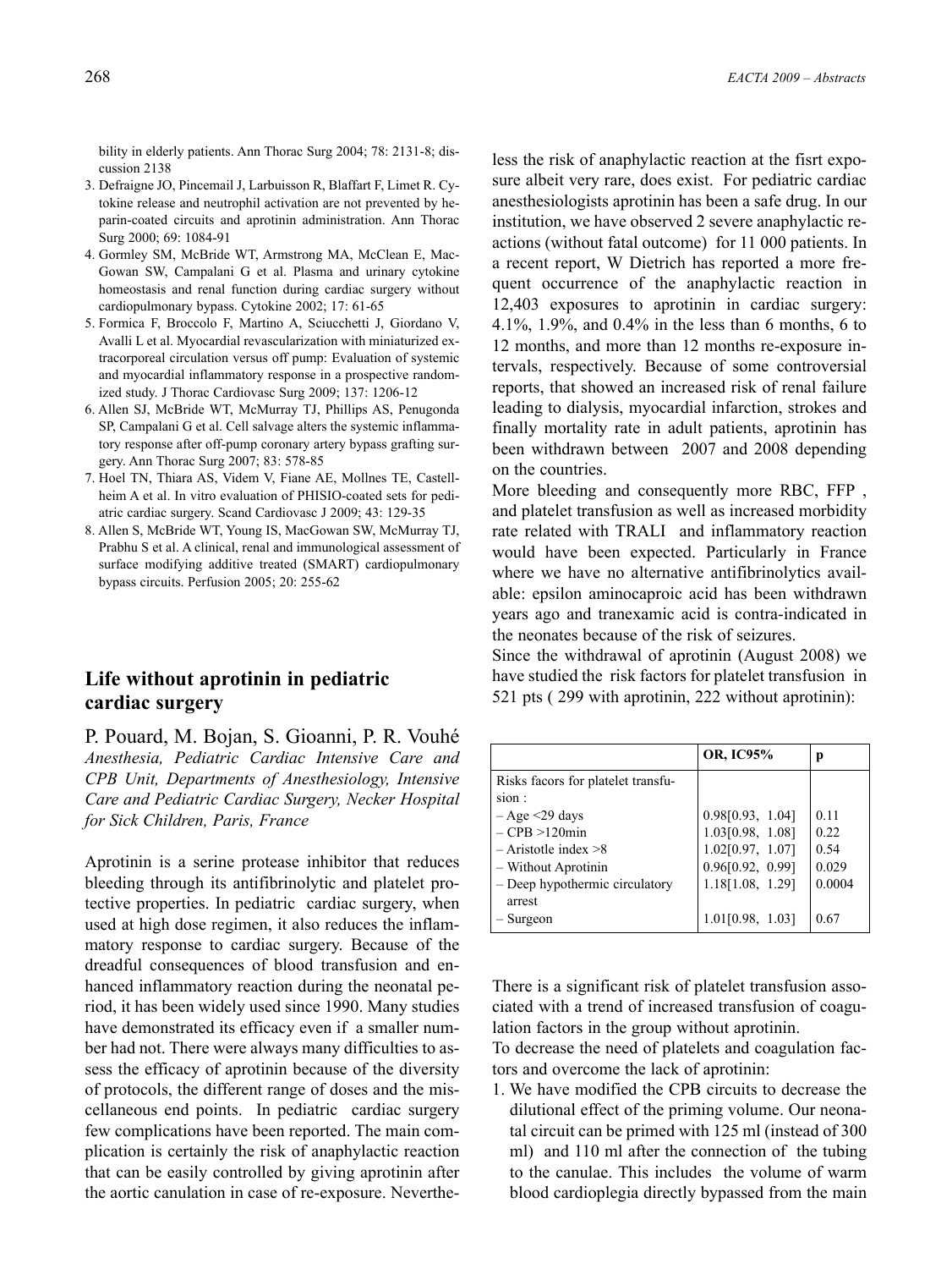bility in elderly patients. Ann Thorac Surg 2004; 78: 2131-8; discussion 2138

3. Defraigne JO, Pincemail J, Larbuisson R, Blaffart F, Limet R. Cytokine release and neutrophil activation are not prevented by heparin-coated circuits and aprotinin administration. Ann Thorac Surg 2000; 69: 1084-91
4. Gormley SM, McBride WT, Armstrong MA, McClean E, MacGowan SW, Campalani G et al. Plasma and urinary cytokine homeostasis and renal function during cardiac surgery without cardiopulmonary bypass. Cytokine 2002; 17: 61-65
5. Formica F, Broccolo F, Martino A, Sciucchetti J, Giordano V, Avalli L et al. Myocardial revascularization with miniaturized extracorporeal circulation versus off pump: Evaluation of systemic and myocardial inflammatory response in a prospective randomized study. J Thorac Cardiovasc Surg 2009; 137: 1206-12
6. Allen SJ, McBride WT, McMurray TJ, Phillips AS, Penugonda SP, Campalani G et al. Cell salvage alters the systemic inflammatory response after off-pump coronary artery bypass grafting surgery. Ann Thorac Surg 2007; 83: 578-85
7. Hoel TN, Thiara AS, Videm V, Fiane AE, Mollnes TE, Castellheim A et al. In vitro evaluation of PHISIO-coated sets for pediatric cardiac surgery. Scand Cardiovasc J 2009; 43: 129-35
8. Allen S, McBride WT, Young IS, MacGowan SW, McMurray TJ, Prabhu S et al. A clinical, renal and immunological assessment of surface modifying additive treated (SMART) cardiopulmonary bypass circuits. Perfusion 2005; 20: 255-62

## Life without aprotinin in pediatric cardiac surgery

P. Pouard, M. Bojan, S. Gioanni, P. R. Vouhé

*Anesthesia, Pediatric Cardiac Intensive Care and CPB Unit, Departments of Anesthesiology, Intensive Care and Pediatric Cardiac Surgery, Necker Hospital for Sick Children, Paris, France*

Aprotinin is a serine protease inhibitor that reduces bleeding through its antifibrinolytic and platelet protective properties. In pediatric cardiac surgery, when used at high dose regimen, it also reduces the inflammatory response to cardiac surgery. Because of the dreadful consequences of blood transfusion and enhanced inflammatory reaction during the neonatal period, it has been widely used since 1990. Many studies have demonstrated its efficacy even if a smaller number had not. There were always many difficulties to assess the efficacy of aprotinin because of the diversity of protocols, the different range of doses and the miscellaneous end points. In pediatric cardiac surgery few complications have been reported. The main complication is certainly the risk of anaphylactic reaction that can be easily controlled by giving aprotinin after the aortic canulation in case of re-exposure. Nevertheless the risk of anaphylactic reaction at the fisrt exposure albeit very rare, does exist. For pediatric cardiac anesthesiologists aprotinin has been a safe drug. In our institution, we have observed 2 severe anaphylactic reactions (without fatal outcome) for 11 000 patients. In a recent report, W Dietrich has reported a more frequent occurrence of the anaphylactic reaction in 12,403 exposures to aprotinin in cardiac surgery: 4.1%, 1.9%, and 0.4% in the less than 6 months, 6 to 12 months, and more than 12 months re-exposure intervals, respectively. Because of some controversial reports, that showed an increased risk of renal failure leading to dialysis, myocardial infarction, strokes and finally mortality rate in adult patients, aprotinin has been withdrawn between 2007 and 2008 depending on the countries.

More bleeding and consequently more RBC, FFP , and platelet transfusion as well as increased morbidity rate related with TRALI and inflammatory reaction would have been expected. Particularly in France where we have no alternative antifibrinolytics available: epsilon aminocaproic acid has been withdrawn years ago and tranexamic acid is contra-indicated in the neonates because of the risk of seizures.

Since the withdrawal of aprotinin (August 2008) we have studied the risk factors for platelet transfusion in 521 pts ( 299 with aprotinin, 222 without aprotinin):

| | OR, IC95% | p |
|---|---|---|
| Risks facors for platelet transfusion : | | |
| – Age <29 days | 0.98[0.93, 1.04] | 0.11 |
| – CPB >120min | 1.03[0.98, 1.08] | 0.22 |
| – Aristotle index >8 | 1.02[0.97, 1.07] | 0.54 |
| – Without Aprotinin | 0.96[0.92, 0.99] | 0.029 |
| – Deep hypothermic circulatory arrest | 1.18[1.08, 1.29] | 0.0004 |
| – Surgeon | 1.01[0.98, 1.03] | 0.67 |

There is a significant risk of platelet transfusion associated with a trend of increased transfusion of coagulation factors in the group without aprotinin.

To decrease the need of platelets and coagulation factors and overcome the lack of aprotinin:

1. We have modified the CPB circuits to decrease the dilutional effect of the priming volume. Our neonatal circuit can be primed with 125 ml (instead of 300 ml) and 110 ml after the connection of the tubing to the canulae. This includes the volume of warm blood cardioplegia directly bypassed from the main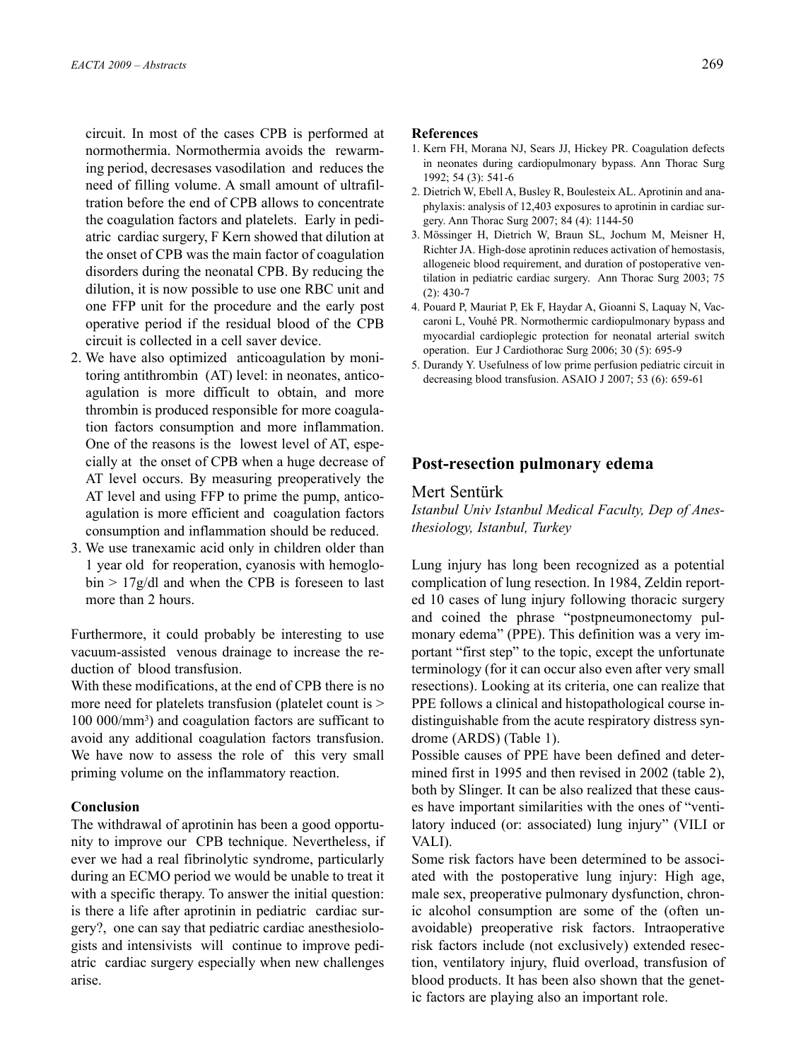circuit. In most of the cases CPB is performed at normothermia. Normothermia avoids the rewarming period, decresases vasodilation and reduces the need of filling volume. A small amount of ultrafiltration before the end of CPB allows to concentrate the coagulation factors and platelets. Early in pediatric cardiac surgery, F Kern showed that dilution at the onset of CPB was the main factor of coagulation disorders during the neonatal CPB. By reducing the dilution, it is now possible to use one RBC unit and one FFP unit for the procedure and the early post operative period if the residual blood of the CPB circuit is collected in a cell saver device.

2. We have also optimized anticoagulation by monitoring antithrombin (AT) level: in neonates, anticoagulation is more difficult to obtain, and more thrombin is produced responsible for more coagulation factors consumption and more inflammation. One of the reasons is the lowest level of AT, especially at the onset of CPB when a huge decrease of AT level occurs. By measuring preoperatively the AT level and using FFP to prime the pump, anticoagulation is more efficient and coagulation factors consumption and inflammation should be reduced.
3. We use tranexamic acid only in children older than 1 year old for reoperation, cyanosis with hemoglobin > 17g/dl and when the CPB is foreseen to last more than 2 hours.

Furthermore, it could probably be interesting to use vacuum-assisted venous drainage to increase the reduction of blood transfusion.

With these modifications, at the end of CPB there is no more need for platelets transfusion (platelet count is > 100 000/mm$^3$) and coagulation factors are sufficant to avoid any additional coagulation factors transfusion. We have now to assess the role of this very small priming volume on the inflammatory reaction.

**Conclusion**

The withdrawal of aprotinin has been a good opportunity to improve our CPB technique. Nevertheless, if ever we had a real fibrinolytic syndrome, particularly during an ECMO period we would be unable to treat it with a specific therapy. To answer the initial question: is there a life after aprotinin in pediatric cardiac surgery?, one can say that pediatric cardiac anesthesiologists and intensivists will continue to improve pediatric cardiac surgery especially when new challenges arise.

**References**

1. Kern FH, Morana NJ, Sears JJ, Hickey PR. Coagulation defects in neonates during cardiopulmonary bypass. Ann Thorac Surg 1992; 54 (3): 541-6
2. Dietrich W, Ebell A, Busley R, Boulesteix AL. Aprotinin and anaphylaxis: analysis of 12,403 exposures to aprotinin in cardiac surgery. Ann Thorac Surg 2007; 84 (4): 1144-50
3. Mössinger H, Dietrich W, Braun SL, Jochum M, Meisner H, Richter JA. High-dose aprotinin reduces activation of hemostasis, allogeneic blood requirement, and duration of postoperative ventilation in pediatric cardiac surgery. Ann Thorac Surg 2003; 75 (2): 430-7
4. Pouard P, Mauriat P, Ek F, Haydar A, Gioanni S, Laquay N, Vaccaroni L, Vouhé PR. Normothermic cardiopulmonary bypass and myocardial cardioplegic protection for neonatal arterial switch operation. Eur J Cardiothorac Surg 2006; 30 (5): 695-9
5. Durandy Y. Usefulness of low prime perfusion pediatric circuit in decreasing blood transfusion. ASAIO J 2007; 53 (6): 659-61

## Post-resection pulmonary edema

Mert Sentürk

*Istanbul Univ Istanbul Medical Faculty, Dep of Anesthesiology, Istanbul, Turkey*

Lung injury has long been recognized as a potential complication of lung resection. In 1984, Zeldin reported 10 cases of lung injury following thoracic surgery and coined the phrase "postpneumonectomy pulmonary edema" (PPE). This definition was a very important "first step" to the topic, except the unfortunate terminology (for it can occur also even after very small resections). Looking at its criteria, one can realize that PPE follows a clinical and histopathological course indistinguishable from the acute respiratory distress syndrome (ARDS) (Table 1).

Possible causes of PPE have been defined and determined first in 1995 and then revised in 2002 (table 2), both by Slinger. It can be also realized that these causes have important similarities with the ones of "ventilatory induced (or: associated) lung injury" (VILI or VALI).

Some risk factors have been determined to be associated with the postoperative lung injury: High age, male sex, preoperative pulmonary dysfunction, chronic alcohol consumption are some of the (often unavoidable) preoperative risk factors. Intraoperative risk factors include (not exclusively) extended resection, ventilatory injury, fluid overload, transfusion of blood products. It has been also shown that the genetic factors are playing also an important role.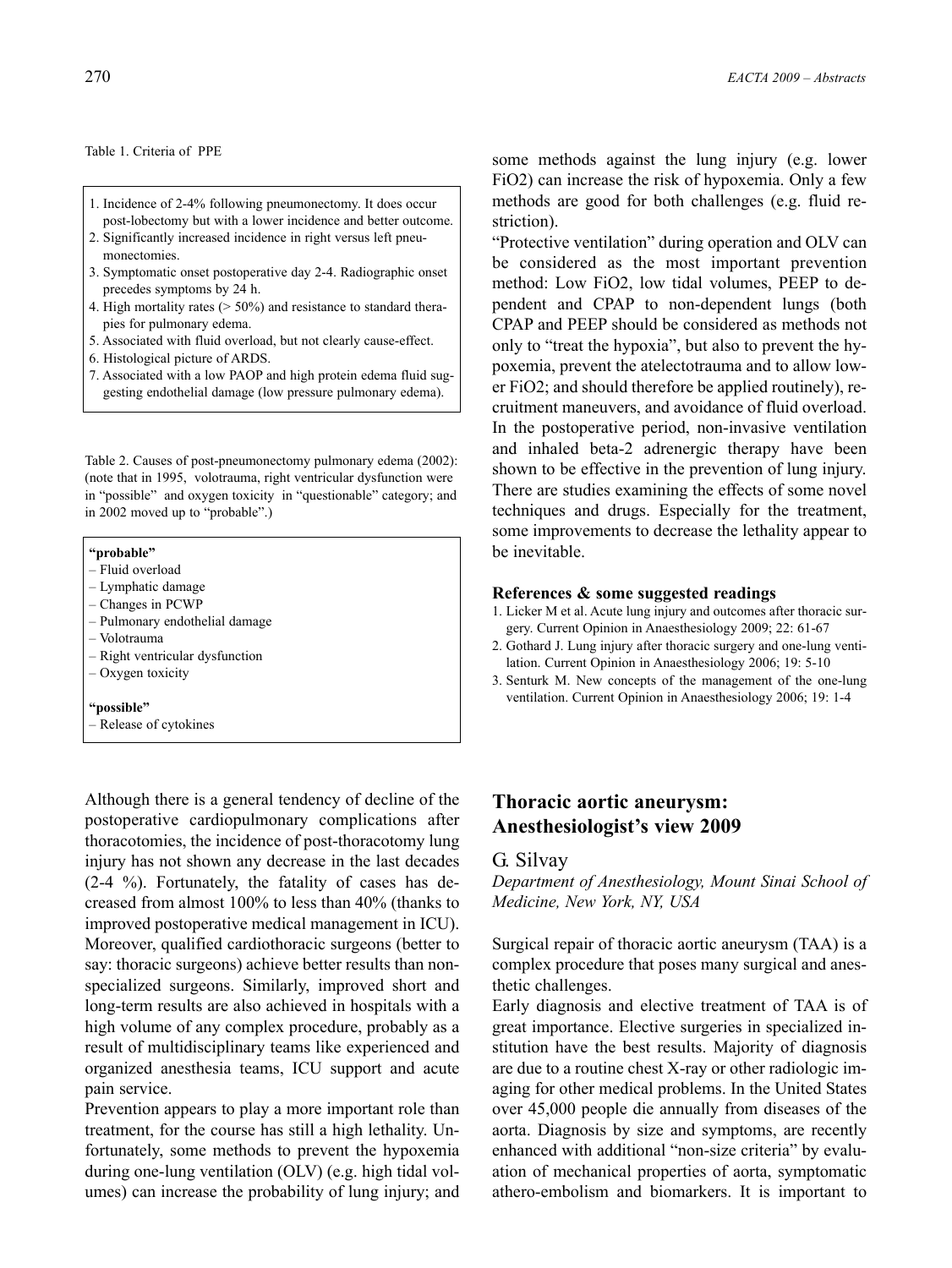Table 1. Criteria of PPE

1. Incidence of 2-4% following pneumonectomy. It does occur post-lobectomy but with a lower incidence and better outcome.
2. Significantly increased incidence in right versus left pneumonectomies.
3. Symptomatic onset postoperative day 2-4. Radiographic onset precedes symptoms by 24 h.
4. High mortality rates (> 50%) and resistance to standard therapies for pulmonary edema.
5. Associated with fluid overload, but not clearly cause-effect.
6. Histological picture of ARDS.
7. Associated with a low PAOP and high protein edema fluid suggesting endothelial damage (low pressure pulmonary edema).

Table 2. Causes of post-pneumonectomy pulmonary edema (2002): (note that in 1995, volotrauma, right ventricular dysfunction were in "possible" and oxygen toxicity in "questionable" category; and in 2002 moved up to "probable".)

**"probable"**
- Fluid overload
- Lymphatic damage
- Changes in PCWP
- Pulmonary endothelial damage
- Volotrauma
- Right ventricular dysfunction
- Oxygen toxicity

**"possible"**
- Release of cytokines

Although there is a general tendency of decline of the postoperative cardiopulmonary complications after thoracotomies, the incidence of post-thoracotomy lung injury has not shown any decrease in the last decades (2-4 %). Fortunately, the fatality of cases has decreased from almost 100% to less than 40% (thanks to improved postoperative medical management in ICU). Moreover, qualified cardiothoracic surgeons (better to say: thoracic surgeons) achieve better results than non-specialized surgeons. Similarly, improved short and long-term results are also achieved in hospitals with a high volume of any complex procedure, probably as a result of multidisciplinary teams like experienced and organized anesthesia teams, ICU support and acute pain service.

Prevention appears to play a more important role than treatment, for the course has still a high lethality. Unfortunately, some methods to prevent the hypoxemia during one-lung ventilation (OLV) (e.g. high tidal volumes) can increase the probability of lung injury; and some methods against the lung injury (e.g. lower FiO2) can increase the risk of hypoxemia. Only a few methods are good for both challenges (e.g. fluid restriction).

"Protective ventilation" during operation and OLV can be considered as the most important prevention method: Low FiO2, low tidal volumes, PEEP to dependent and CPAP to non-dependent lungs (both CPAP and PEEP should be considered as methods not only to "treat the hypoxia", but also to prevent the hypoxemia, prevent the atelectotrauma and to allow lower FiO2; and should therefore be applied routinely), recruitment maneuvers, and avoidance of fluid overload. In the postoperative period, non-invasive ventilation and inhaled beta-2 adrenergic therapy have been shown to be effective in the prevention of lung injury. There are studies examining the effects of some novel techniques and drugs. Especially for the treatment, some improvements to decrease the lethality appear to be inevitable.

#### References & some suggested readings

1. Licker M et al. Acute lung injury and outcomes after thoracic surgery. Current Opinion in Anaesthesiology 2009; 22: 61-67
2. Gothard J. Lung injury after thoracic surgery and one-lung ventilation. Current Opinion in Anaesthesiology 2006; 19: 5-10
3. Senturk M. New concepts of the management of the one-lung ventilation. Current Opinion in Anaesthesiology 2006; 19: 1-4

## Thoracic aortic aneurysm: Anesthesiologist's view 2009

G. Silvay

*Department of Anesthesiology, Mount Sinai School of Medicine, New York, NY, USA*

Surgical repair of thoracic aortic aneurysm (TAA) is a complex procedure that poses many surgical and anesthetic challenges.

Early diagnosis and elective treatment of TAA is of great importance. Elective surgeries in specialized institution have the best results. Majority of diagnosis are due to a routine chest X-ray or other radiologic imaging for other medical problems. In the United States over 45,000 people die annually from diseases of the aorta. Diagnosis by size and symptoms, are recently enhanced with additional "non-size criteria" by evaluation of mechanical properties of aorta, symptomatic athero-embolism and biomarkers. It is important to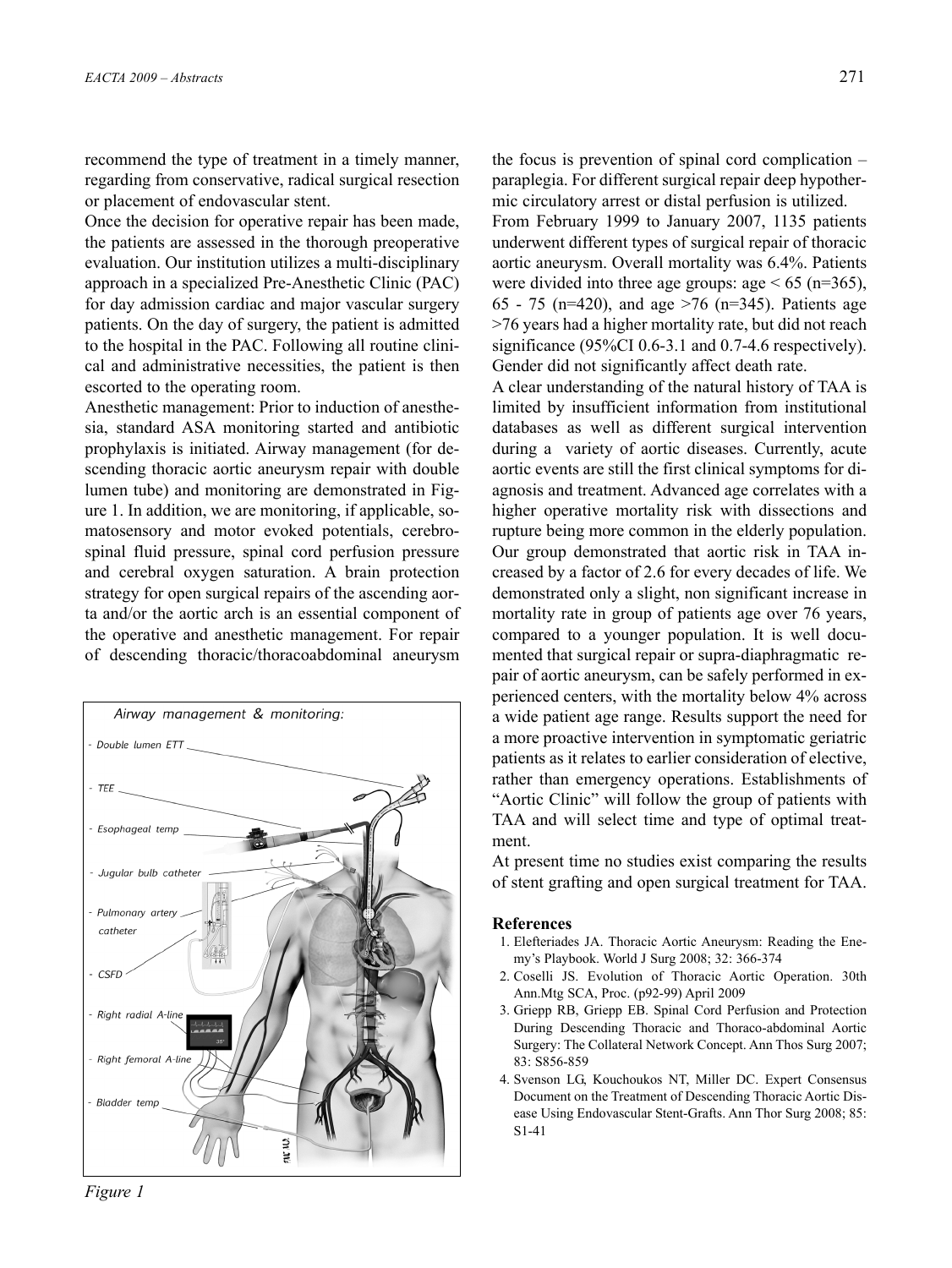recommend the type of treatment in a timely manner, regarding from conservative, radical surgical resection or placement of endovascular stent.

Once the decision for operative repair has been made, the patients are assessed in the thorough preoperative evaluation. Our institution utilizes a multi-disciplinary approach in a specialized Pre-Anesthetic Clinic (PAC) for day admission cardiac and major vascular surgery patients. On the day of surgery, the patient is admitted to the hospital in the PAC. Following all routine clinical and administrative necessities, the patient is then escorted to the operating room.

Anesthetic management: Prior to induction of anesthesia, standard ASA monitoring started and antibiotic prophylaxis is initiated. Airway management (for descending thoracic aortic aneurysm repair with double lumen tube) and monitoring are demonstrated in Figure 1. In addition, we are monitoring, if applicable, somatosensory and motor evoked potentials, cerebrospinal fluid pressure, spinal cord perfusion pressure and cerebral oxygen saturation. A brain protection strategy for open surgical repairs of the ascending aorta and/or the aortic arch is an essential component of the operative and anesthetic management. For repair of descending thoracic/thoracoabdominal aneurysm the focus is prevention of spinal cord complication – paraplegia. For different surgical repair deep hypothermic circulatory arrest or distal perfusion is utilized.

*Airway management & monitoring:*

- *Double lumen ETT*
- *TEE*
- *Esophageal temp*
- *Jugular bulb catheter*
- *Pulmonary artery catheter*
- *CSFD*
- *Right radial A-line*
- *Right femoral A-line*
- *Bladder temp*

*Figure 1*

From February 1999 to January 2007, 1135 patients underwent different types of surgical repair of thoracic aortic aneurysm. Overall mortality was 6.4%. Patients were divided into three age groups: age < 65 (n=365), 65 - 75 (n=420), and age >76 (n=345). Patients age >76 years had a higher mortality rate, but did not reach significance (95%CI 0.6-3.1 and 0.7-4.6 respectively). Gender did not significantly affect death rate.

A clear understanding of the natural history of TAA is limited by insufficient information from institutional databases as well as different surgical intervention during a variety of aortic diseases. Currently, acute aortic events are still the first clinical symptoms for diagnosis and treatment. Advanced age correlates with a higher operative mortality risk with dissections and rupture being more common in the elderly population. Our group demonstrated that aortic risk in TAA increased by a factor of 2.6 for every decades of life. We demonstrated only a slight, non significant increase in mortality rate in group of patients age over 76 years, compared to a younger population. It is well documented that surgical repair or supra-diaphragmatic repair of aortic aneurysm, can be safely performed in experienced centers, with the mortality below 4% across a wide patient age range. Results support the need for a more proactive intervention in symptomatic geriatric patients as it relates to earlier consideration of elective, rather than emergency operations. Establishments of "Aortic Clinic" will follow the group of patients with TAA and will select time and type of optimal treatment.

At present time no studies exist comparing the results of stent grafting and open surgical treatment for TAA.

## References

1. Elefteriades JA. Thoracic Aortic Aneurysm: Reading the Enemy's Playbook. World J Surg 2008; 32: 366-374
2. Coselli JS. Evolution of Thoracic Aortic Operation. 30th Ann.Mtg SCA, Proc. (p92-99) April 2009
3. Griepp RB, Griepp EB. Spinal Cord Perfusion and Protection During Descending Thoracic and Thoraco-abdominal Aortic Surgery: The Collateral Network Concept. Ann Thos Surg 2007; 83: S856-859
4. Svenson LG, Kouchoukos NT, Miller DC. Expert Consensus Document on the Treatment of Descending Thoracic Aortic Disease Using Endovascular Stent-Grafts. Ann Thor Surg 2008; 85: S1-41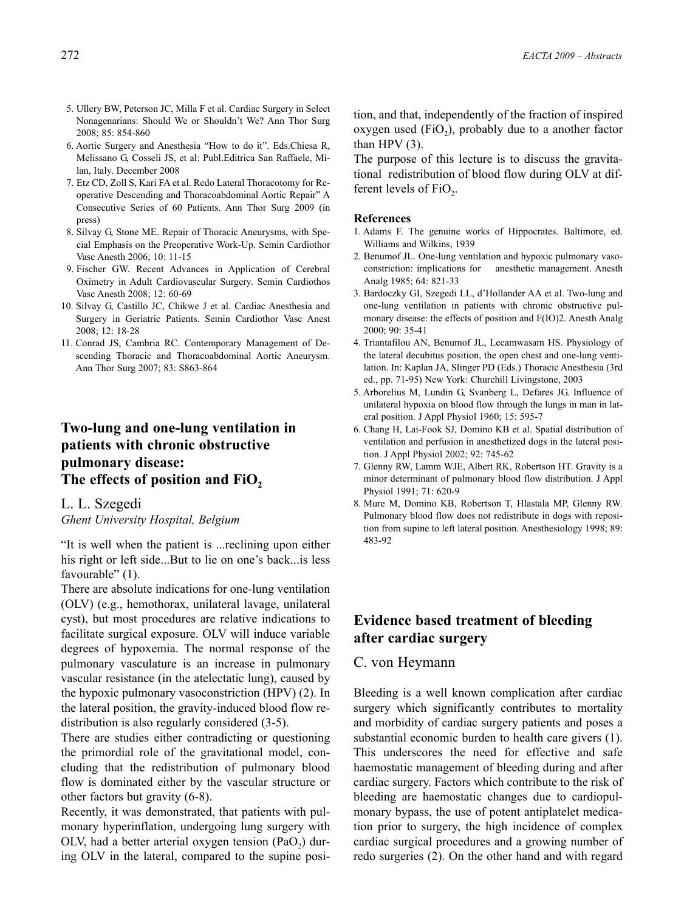5. Ullery BW, Peterson JC, Milla F et al. Cardiac Surgery in Select Nonagenarians: Should We or Shouldn't We? Ann Thor Surg 2008; 85: 854-860
6. Aortic Surgery and Anesthesia "How to do it". Eds.Chiesa R, Melissano G, Cosseli JS, et al: Publ.Editrica San Raffaele, Milan, Italy. December 2008
7. Etz CD, Zoll S, Kari FA et al. Redo Lateral Thoracotomy for Reoperative Descending and Thoracoabdominal Aortic Repair" A Consecutive Series of 60 Patients. Ann Thor Surg 2009 (in press)
8. Silvay G, Stone ME. Repair of Thoracic Aneurysms, with Special Emphasis on the Preoperative Work-Up. Semin Cardiothor Vasc Anesth 2006; 10: 11-15
9. Fischer GW. Recent Advances in Application of Cerebral Oximetry in Adult Cardiovascular Surgery. Semin Cardiothos Vasc Anesth 2008; 12: 60-69
10. Silvay G, Castillo JC, Chikwe J et al. Cardiac Anesthesia and Surgery in Geriatric Patients. Semin Cardiothor Vasc Anest 2008; 12: 18-28
11. Conrad JS, Cambria RC. Contemporary Management of Descending Thoracic and Thoracoabdominal Aortic Aneurysm. Ann Thor Surg 2007; 83: S863-864

## Two-lung and one-lung ventilation in patients with chronic obstructive pulmonary disease: The effects of position and $FiO_2$

L. L. Szegedi

*Ghent University Hospital, Belgium*

"It is well when the patient is ...reclining upon either his right or left side...But to lie on one's back...is less favourable" (1).

There are absolute indications for one-lung ventilation (OLV) (e.g., hemothorax, unilateral lavage, unilateral cyst), but most procedures are relative indications to facilitate surgical exposure. OLV will induce variable degrees of hypoxemia. The normal response of the pulmonary vasculature is an increase in pulmonary vascular resistance (in the atelectatic lung), caused by the hypoxic pulmonary vasoconstriction (HPV) (2). In the lateral position, the gravity-induced blood flow redistribution is also regularly considered (3-5).

There are studies either contradicting or questioning the primordial role of the gravitational model, concluding that the redistribution of pulmonary blood flow is dominated either by the vascular structure or other factors but gravity (6-8).

Recently, it was demonstrated, that patients with pulmonary hyperinflation, undergoing lung surgery with OLV, had a better arterial oxygen tension ($PaO_2$) during OLV in the lateral, compared to the supine position, and that, independently of the fraction of inspired oxygen used ($FiO_2$), probably due to a another factor than HPV (3).

The purpose of this lecture is to discuss the gravitational redistribution of blood flow during OLV at different levels of $FiO_2$.

### References

1. Adams F. The genuine works of Hippocrates. Baltimore, ed. Williams and Wilkins, 1939
2. Benumof JL. One-lung ventilation and hypoxic pulmonary vasoconstriction: implications for anesthetic management. Anesth Analg 1985; 64: 821-33
3. Bardoczky GI, Szegedi LL, d'Hollander AA et al. Two-lung and one-lung ventilation in patients with chronic obstructive pulmonary disease: the effects of position and F(IO)2. Anesth Analg 2000; 90: 35-41
4. Triantafilou AN, Benumof JL, Lecamwasam HS. Physiology of the lateral decubitus position, the open chest and one-lung ventilation. In: Kaplan JA, Slinger PD (Eds.) Thoracic Anesthesia (3rd ed., pp. 71-95) New York: Churchill Livingstone, 2003
5. Arborelius M, Lundin G, Svanberg L, Defares JG. Influence of unilateral hypoxia on blood flow through the lungs in man in lateral position. J Appl Physiol 1960; 15: 595-7
6. Chang H, Lai-Fook SJ, Domino KB et al. Spatial distribution of ventilation and perfusion in anesthetized dogs in the lateral position. J Appl Physiol 2002; 92: 745-62
7. Glenny RW, Lamm WJE, Albert RK, Robertson HT. Gravity is a minor determinant of pulmonary blood flow distribution. J Appl Physiol 1991; 71: 620-9
8. Mure M, Domino KB, Robertson T, Hlastala MP, Glenny RW. Pulmonary blood flow does not redistribute in dogs with reposition from supine to left lateral position. Anesthesiology 1998; 89: 483-92

## Evidence based treatment of bleeding after cardiac surgery

C. von Heymann

Bleeding is a well known complication after cardiac surgery which significantly contributes to mortality and morbidity of cardiac surgery patients and poses a substantial economic burden to health care givers (1). This underscores the need for effective and safe haemostatic management of bleeding during and after cardiac surgery. Factors which contribute to the risk of bleeding are haemostatic changes due to cardiopulmonary bypass, the use of potent antiplatelet medication prior to surgery, the high incidence of complex cardiac surgical procedures and a growing number of redo surgeries (2). On the other hand and with regard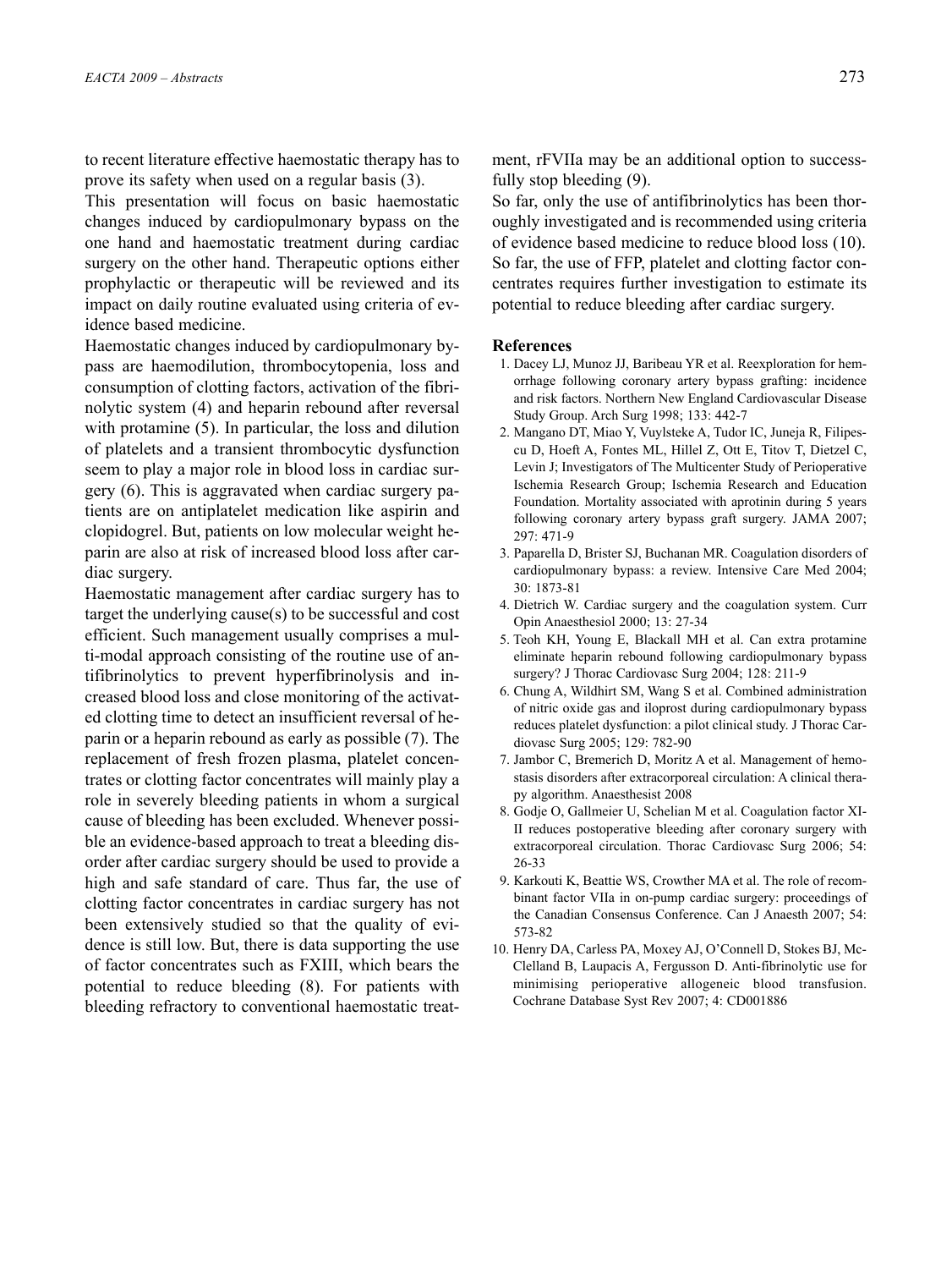to recent literature effective haemostatic therapy has to prove its safety when used on a regular basis (3).

This presentation will focus on basic haemostatic changes induced by cardiopulmonary bypass on the one hand and haemostatic treatment during cardiac surgery on the other hand. Therapeutic options either prophylactic or therapeutic will be reviewed and its impact on daily routine evaluated using criteria of evidence based medicine.

Haemostatic changes induced by cardiopulmonary bypass are haemodilution, thrombocytopenia, loss and consumption of clotting factors, activation of the fibrinolytic system (4) and heparin rebound after reversal with protamine (5). In particular, the loss and dilution of platelets and a transient thrombocytic dysfunction seem to play a major role in blood loss in cardiac surgery (6). This is aggravated when cardiac surgery patients are on antiplatelet medication like aspirin and clopidogrel. But, patients on low molecular weight heparin are also at risk of increased blood loss after cardiac surgery.

Haemostatic management after cardiac surgery has to target the underlying cause(s) to be successful and cost efficient. Such management usually comprises a multi-modal approach consisting of the routine use of antifibrinolytics to prevent hyperfibrinolysis and increased blood loss and close monitoring of the activated clotting time to detect an insufficient reversal of heparin or a heparin rebound as early as possible (7). The replacement of fresh frozen plasma, platelet concentrates or clotting factor concentrates will mainly play a role in severely bleeding patients in whom a surgical cause of bleeding has been excluded. Whenever possible an evidence-based approach to treat a bleeding disorder after cardiac surgery should be used to provide a high and safe standard of care. Thus far, the use of clotting factor concentrates in cardiac surgery has not been extensively studied so that the quality of evidence is still low. But, there is data supporting the use of factor concentrates such as FXIII, which bears the potential to reduce bleeding (8). For patients with bleeding refractory to conventional haemostatic treatment, rFVIIa may be an additional option to successfully stop bleeding (9).

So far, only the use of antifibrinolytics has been thoroughly investigated and is recommended using criteria of evidence based medicine to reduce blood loss (10). So far, the use of FFP, platelet and clotting factor concentrates requires further investigation to estimate its potential to reduce bleeding after cardiac surgery.

**References**

1. Dacey LJ, Munoz JJ, Baribeau YR et al. Reexploration for hemorrhage following coronary artery bypass grafting: incidence and risk factors. Northern New England Cardiovascular Disease Study Group. Arch Surg 1998; 133: 442-7
2. Mangano DT, Miao Y, Vuylsteke A, Tudor IC, Juneja R, Filipescu D, Hoeft A, Fontes ML, Hillel Z, Ott E, Titov T, Dietzel C, Levin J; Investigators of The Multicenter Study of Perioperative Ischemia Research Group; Ischemia Research and Education Foundation. Mortality associated with aprotinin during 5 years following coronary artery bypass graft surgery. JAMA 2007; 297: 471-9
3. Paparella D, Brister SJ, Buchanan MR. Coagulation disorders of cardiopulmonary bypass: a review. Intensive Care Med 2004; 30: 1873-81
4. Dietrich W. Cardiac surgery and the coagulation system. Curr Opin Anaesthesiol 2000; 13: 27-34
5. Teoh KH, Young E, Blackall MH et al. Can extra protamine eliminate heparin rebound following cardiopulmonary bypass surgery? J Thorac Cardiovasc Surg 2004; 128: 211-9
6. Chung A, Wildhirt SM, Wang S et al. Combined administration of nitric oxide gas and iloprost during cardiopulmonary bypass reduces platelet dysfunction: a pilot clinical study. J Thorac Cardiovasc Surg 2005; 129: 782-90
7. Jambor C, Bremerich D, Moritz A et al. Management of hemostasis disorders after extracorporeal circulation: A clinical therapy algorithm. Anaesthesist 2008
8. Godje O, Gallmeier U, Schelian M et al. Coagulation factor XIII reduces postoperative bleeding after coronary surgery with extracorporeal circulation. Thorac Cardiovasc Surg 2006; 54: 26-33
9. Karkouti K, Beattie WS, Crowther MA et al. The role of recombinant factor VIIa in on-pump cardiac surgery: proceedings of the Canadian Consensus Conference. Can J Anaesth 2007; 54: 573-82
10. Henry DA, Carless PA, Moxey AJ, O'Connell D, Stokes BJ, McClelland B, Laupacis A, Fergusson D. Anti-fibrinolytic use for minimising perioperative allogeneic blood transfusion. Cochrane Database Syst Rev 2007; 4: CD001886